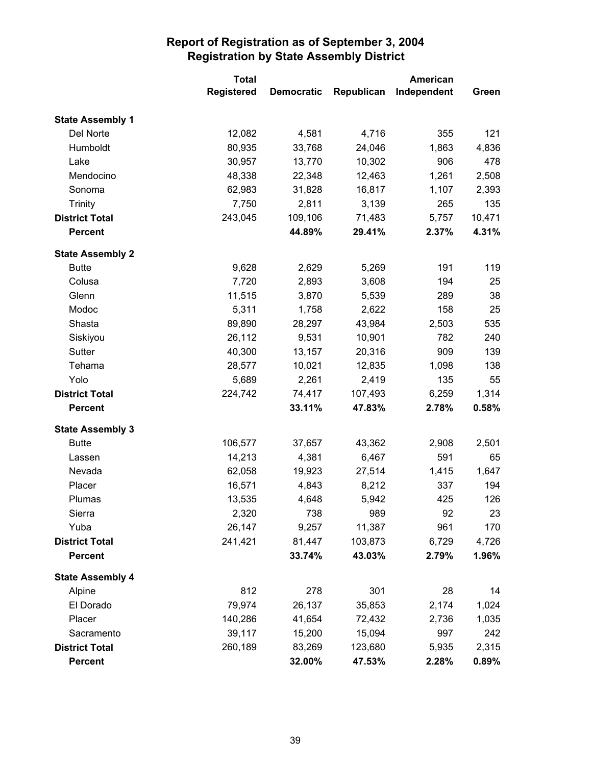# Report of Registration as of September 3, 2004
## Registration by State Assembly District

| | Total Registered | Democratic | Republican | American Independent | Green |
|---|---|---|---|---|---|
| **State Assembly 1** | | | | | |
| Del Norte | 12,082 | 4,581 | 4,716 | 355 | 121 |
| Humboldt | 80,935 | 33,768 | 24,046 | 1,863 | 4,836 |
| Lake | 30,957 | 13,770 | 10,302 | 906 | 478 |
| Mendocino | 48,338 | 22,348 | 12,463 | 1,261 | 2,508 |
| Sonoma | 62,983 | 31,828 | 16,817 | 1,107 | 2,393 |
| Trinity | 7,750 | 2,811 | 3,139 | 265 | 135 |
| **District Total** | 243,045 | 109,106 | 71,483 | 5,757 | 10,471 |
| **Percent** | | **44.89%** | **29.41%** | **2.37%** | **4.31%** |
| **State Assembly 2** | | | | | |
| Butte | 9,628 | 2,629 | 5,269 | 191 | 119 |
| Colusa | 7,720 | 2,893 | 3,608 | 194 | 25 |
| Glenn | 11,515 | 3,870 | 5,539 | 289 | 38 |
| Modoc | 5,311 | 1,758 | 2,622 | 158 | 25 |
| Shasta | 89,890 | 28,297 | 43,984 | 2,503 | 535 |
| Siskiyou | 26,112 | 9,531 | 10,901 | 782 | 240 |
| Sutter | 40,300 | 13,157 | 20,316 | 909 | 139 |
| Tehama | 28,577 | 10,021 | 12,835 | 1,098 | 138 |
| Yolo | 5,689 | 2,261 | 2,419 | 135 | 55 |
| **District Total** | 224,742 | 74,417 | 107,493 | 6,259 | 1,314 |
| **Percent** | | **33.11%** | **47.83%** | **2.78%** | **0.58%** |
| **State Assembly 3** | | | | | |
| Butte | 106,577 | 37,657 | 43,362 | 2,908 | 2,501 |
| Lassen | 14,213 | 4,381 | 6,467 | 591 | 65 |
| Nevada | 62,058 | 19,923 | 27,514 | 1,415 | 1,647 |
| Placer | 16,571 | 4,843 | 8,212 | 337 | 194 |
| Plumas | 13,535 | 4,648 | 5,942 | 425 | 126 |
| Sierra | 2,320 | 738 | 989 | 92 | 23 |
| Yuba | 26,147 | 9,257 | 11,387 | 961 | 170 |
| **District Total** | 241,421 | 81,447 | 103,873 | 6,729 | 4,726 |
| **Percent** | | **33.74%** | **43.03%** | **2.79%** | **1.96%** |
| **State Assembly 4** | | | | | |
| Alpine | 812 | 278 | 301 | 28 | 14 |
| El Dorado | 79,974 | 26,137 | 35,853 | 2,174 | 1,024 |
| Placer | 140,286 | 41,654 | 72,432 | 2,736 | 1,035 |
| Sacramento | 39,117 | 15,200 | 15,094 | 997 | 242 |
| **District Total** | 260,189 | 83,269 | 123,680 | 5,935 | 2,315 |
| **Percent** | | **32.00%** | **47.53%** | **2.28%** | **0.89%** |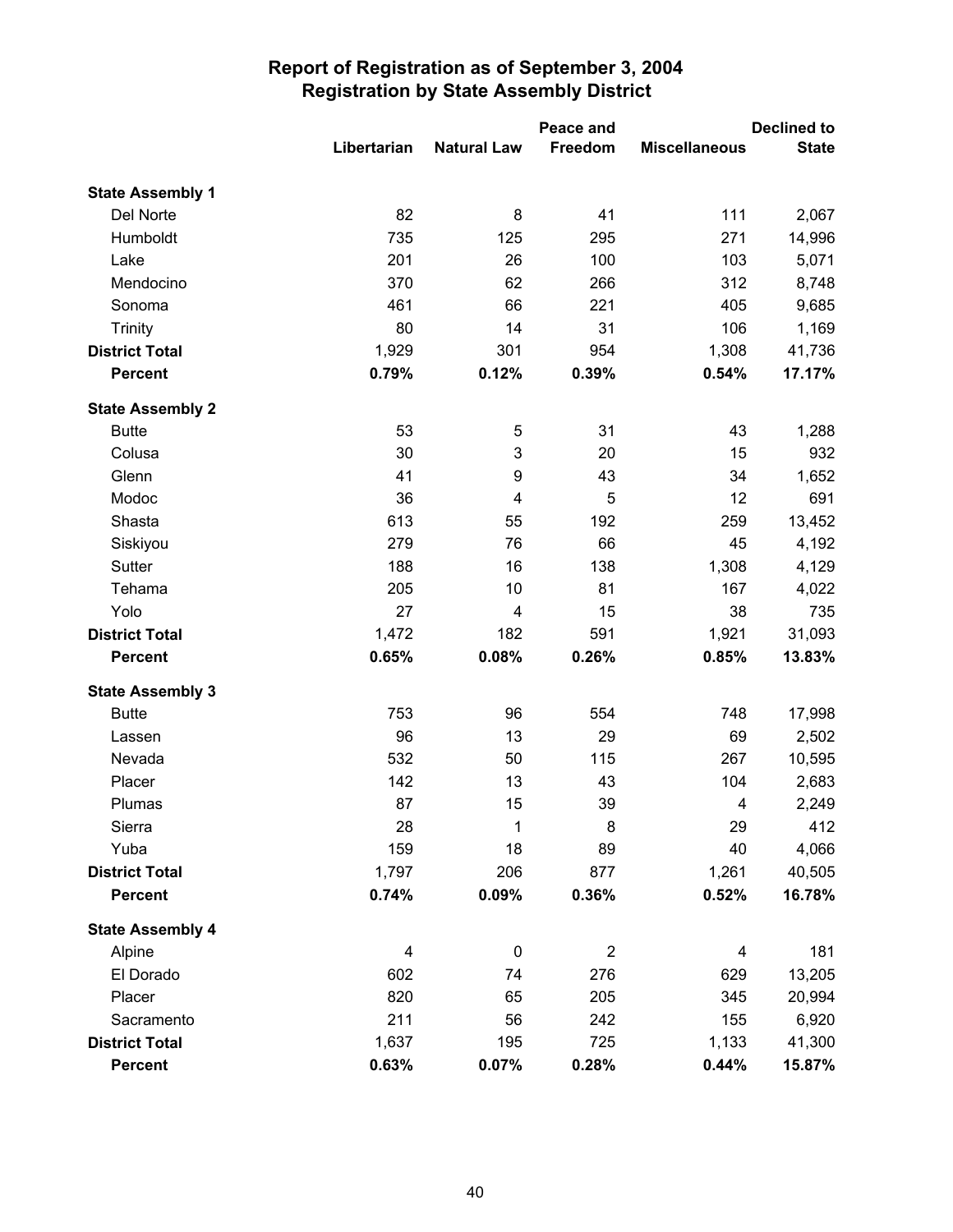# Report of Registration as of September 3, 2004
## Registration by State Assembly District

| | Libertarian | Natural Law | Peace and Freedom | Miscellaneous | Declined to State |
|---|---|---|---|---|---|
| **State Assembly 1** | | | | | |
| Del Norte | 82 | 8 | 41 | 111 | 2,067 |
| Humboldt | 735 | 125 | 295 | 271 | 14,996 |
| Lake | 201 | 26 | 100 | 103 | 5,071 |
| Mendocino | 370 | 62 | 266 | 312 | 8,748 |
| Sonoma | 461 | 66 | 221 | 405 | 9,685 |
| Trinity | 80 | 14 | 31 | 106 | 1,169 |
| **District Total** | 1,929 | 301 | 954 | 1,308 | 41,736 |
| **Percent** | **0.79%** | **0.12%** | **0.39%** | **0.54%** | **17.17%** |
| **State Assembly 2** | | | | | |
| Butte | 53 | 5 | 31 | 43 | 1,288 |
| Colusa | 30 | 3 | 20 | 15 | 932 |
| Glenn | 41 | 9 | 43 | 34 | 1,652 |
| Modoc | 36 | 4 | 5 | 12 | 691 |
| Shasta | 613 | 55 | 192 | 259 | 13,452 |
| Siskiyou | 279 | 76 | 66 | 45 | 4,192 |
| Sutter | 188 | 16 | 138 | 1,308 | 4,129 |
| Tehama | 205 | 10 | 81 | 167 | 4,022 |
| Yolo | 27 | 4 | 15 | 38 | 735 |
| **District Total** | 1,472 | 182 | 591 | 1,921 | 31,093 |
| **Percent** | **0.65%** | **0.08%** | **0.26%** | **0.85%** | **13.83%** |
| **State Assembly 3** | | | | | |
| Butte | 753 | 96 | 554 | 748 | 17,998 |
| Lassen | 96 | 13 | 29 | 69 | 2,502 |
| Nevada | 532 | 50 | 115 | 267 | 10,595 |
| Placer | 142 | 13 | 43 | 104 | 2,683 |
| Plumas | 87 | 15 | 39 | 4 | 2,249 |
| Sierra | 28 | 1 | 8 | 29 | 412 |
| Yuba | 159 | 18 | 89 | 40 | 4,066 |
| **District Total** | 1,797 | 206 | 877 | 1,261 | 40,505 |
| **Percent** | **0.74%** | **0.09%** | **0.36%** | **0.52%** | **16.78%** |
| **State Assembly 4** | | | | | |
| Alpine | 4 | 0 | 2 | 4 | 181 |
| El Dorado | 602 | 74 | 276 | 629 | 13,205 |
| Placer | 820 | 65 | 205 | 345 | 20,994 |
| Sacramento | 211 | 56 | 242 | 155 | 6,920 |
| **District Total** | 1,637 | 195 | 725 | 1,133 | 41,300 |
| **Percent** | **0.63%** | **0.07%** | **0.28%** | **0.44%** | **15.87%** |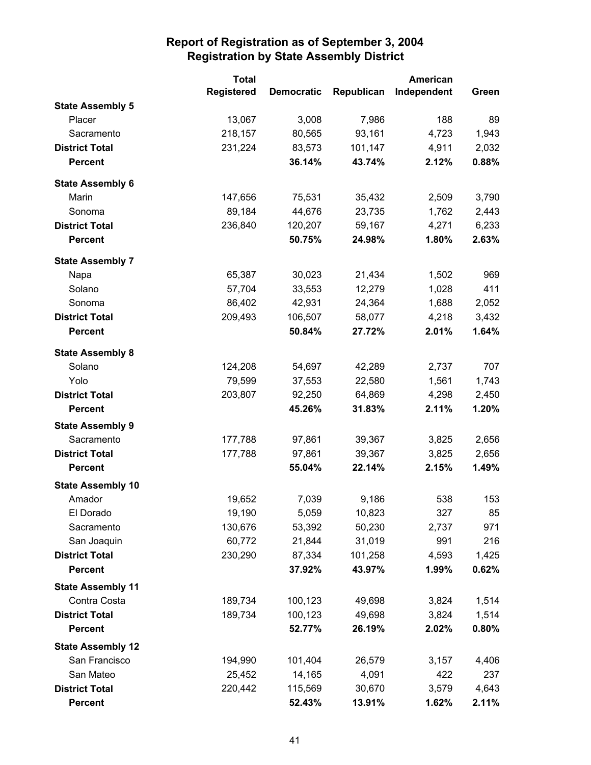# Report of Registration as of September 3, 2004
## Registration by State Assembly District

| | Total Registered | Democratic | Republican | American Independent | Green |
|---|---|---|---|---|---|
| **State Assembly 5** | | | | | |
| Placer | 13,067 | 3,008 | 7,986 | 188 | 89 |
| Sacramento | 218,157 | 80,565 | 93,161 | 4,723 | 1,943 |
| **District Total** | 231,224 | 83,573 | 101,147 | 4,911 | 2,032 |
| **Percent** | | **36.14%** | **43.74%** | **2.12%** | **0.88%** |
| **State Assembly 6** | | | | | |
| Marin | 147,656 | 75,531 | 35,432 | 2,509 | 3,790 |
| Sonoma | 89,184 | 44,676 | 23,735 | 1,762 | 2,443 |
| **District Total** | 236,840 | 120,207 | 59,167 | 4,271 | 6,233 |
| **Percent** | | **50.75%** | **24.98%** | **1.80%** | **2.63%** |
| **State Assembly 7** | | | | | |
| Napa | 65,387 | 30,023 | 21,434 | 1,502 | 969 |
| Solano | 57,704 | 33,553 | 12,279 | 1,028 | 411 |
| Sonoma | 86,402 | 42,931 | 24,364 | 1,688 | 2,052 |
| **District Total** | 209,493 | 106,507 | 58,077 | 4,218 | 3,432 |
| **Percent** | | **50.84%** | **27.72%** | **2.01%** | **1.64%** |
| **State Assembly 8** | | | | | |
| Solano | 124,208 | 54,697 | 42,289 | 2,737 | 707 |
| Yolo | 79,599 | 37,553 | 22,580 | 1,561 | 1,743 |
| **District Total** | 203,807 | 92,250 | 64,869 | 4,298 | 2,450 |
| **Percent** | | **45.26%** | **31.83%** | **2.11%** | **1.20%** |
| **State Assembly 9** | | | | | |
| Sacramento | 177,788 | 97,861 | 39,367 | 3,825 | 2,656 |
| **District Total** | 177,788 | 97,861 | 39,367 | 3,825 | 2,656 |
| **Percent** | | **55.04%** | **22.14%** | **2.15%** | **1.49%** |
| **State Assembly 10** | | | | | |
| Amador | 19,652 | 7,039 | 9,186 | 538 | 153 |
| El Dorado | 19,190 | 5,059 | 10,823 | 327 | 85 |
| Sacramento | 130,676 | 53,392 | 50,230 | 2,737 | 971 |
| San Joaquin | 60,772 | 21,844 | 31,019 | 991 | 216 |
| **District Total** | 230,290 | 87,334 | 101,258 | 4,593 | 1,425 |
| **Percent** | | **37.92%** | **43.97%** | **1.99%** | **0.62%** |
| **State Assembly 11** | | | | | |
| Contra Costa | 189,734 | 100,123 | 49,698 | 3,824 | 1,514 |
| **District Total** | 189,734 | 100,123 | 49,698 | 3,824 | 1,514 |
| **Percent** | | **52.77%** | **26.19%** | **2.02%** | **0.80%** |
| **State Assembly 12** | | | | | |
| San Francisco | 194,990 | 101,404 | 26,579 | 3,157 | 4,406 |
| San Mateo | 25,452 | 14,165 | 4,091 | 422 | 237 |
| **District Total** | 220,442 | 115,569 | 30,670 | 3,579 | 4,643 |
| **Percent** | | **52.43%** | **13.91%** | **1.62%** | **2.11%** |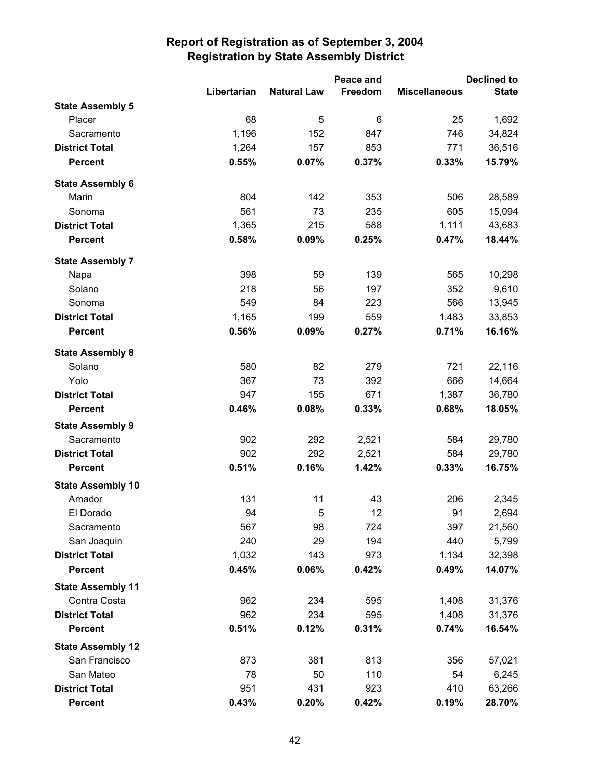# Report of Registration as of September 3, 2004
## Registration by State Assembly District

| | Libertarian | Natural Law | Peace and Freedom | Miscellaneous | Declined to State |
|---|---|---|---|---|---|
| **State Assembly 5** | | | | | |
| Placer | 68 | 5 | 6 | 25 | 1,692 |
| Sacramento | 1,196 | 152 | 847 | 746 | 34,824 |
| **District Total** | 1,264 | 157 | 853 | 771 | 36,516 |
| **Percent** | **0.55%** | **0.07%** | **0.37%** | **0.33%** | **15.79%** |
| **State Assembly 6** | | | | | |
| Marin | 804 | 142 | 353 | 506 | 28,589 |
| Sonoma | 561 | 73 | 235 | 605 | 15,094 |
| **District Total** | 1,365 | 215 | 588 | 1,111 | 43,683 |
| **Percent** | **0.58%** | **0.09%** | **0.25%** | **0.47%** | **18.44%** |
| **State Assembly 7** | | | | | |
| Napa | 398 | 59 | 139 | 565 | 10,298 |
| Solano | 218 | 56 | 197 | 352 | 9,610 |
| Sonoma | 549 | 84 | 223 | 566 | 13,945 |
| **District Total** | 1,165 | 199 | 559 | 1,483 | 33,853 |
| **Percent** | **0.56%** | **0.09%** | **0.27%** | **0.71%** | **16.16%** |
| **State Assembly 8** | | | | | |
| Solano | 580 | 82 | 279 | 721 | 22,116 |
| Yolo | 367 | 73 | 392 | 666 | 14,664 |
| **District Total** | 947 | 155 | 671 | 1,387 | 36,780 |
| **Percent** | **0.46%** | **0.08%** | **0.33%** | **0.68%** | **18.05%** |
| **State Assembly 9** | | | | | |
| Sacramento | 902 | 292 | 2,521 | 584 | 29,780 |
| **District Total** | 902 | 292 | 2,521 | 584 | 29,780 |
| **Percent** | **0.51%** | **0.16%** | **1.42%** | **0.33%** | **16.75%** |
| **State Assembly 10** | | | | | |
| Amador | 131 | 11 | 43 | 206 | 2,345 |
| El Dorado | 94 | 5 | 12 | 91 | 2,694 |
| Sacramento | 567 | 98 | 724 | 397 | 21,560 |
| San Joaquin | 240 | 29 | 194 | 440 | 5,799 |
| **District Total** | 1,032 | 143 | 973 | 1,134 | 32,398 |
| **Percent** | **0.45%** | **0.06%** | **0.42%** | **0.49%** | **14.07%** |
| **State Assembly 11** | | | | | |
| Contra Costa | 962 | 234 | 595 | 1,408 | 31,376 |
| **District Total** | 962 | 234 | 595 | 1,408 | 31,376 |
| **Percent** | **0.51%** | **0.12%** | **0.31%** | **0.74%** | **16.54%** |
| **State Assembly 12** | | | | | |
| San Francisco | 873 | 381 | 813 | 356 | 57,021 |
| San Mateo | 78 | 50 | 110 | 54 | 6,245 |
| **District Total** | 951 | 431 | 923 | 410 | 63,266 |
| **Percent** | **0.43%** | **0.20%** | **0.42%** | **0.19%** | **28.70%** |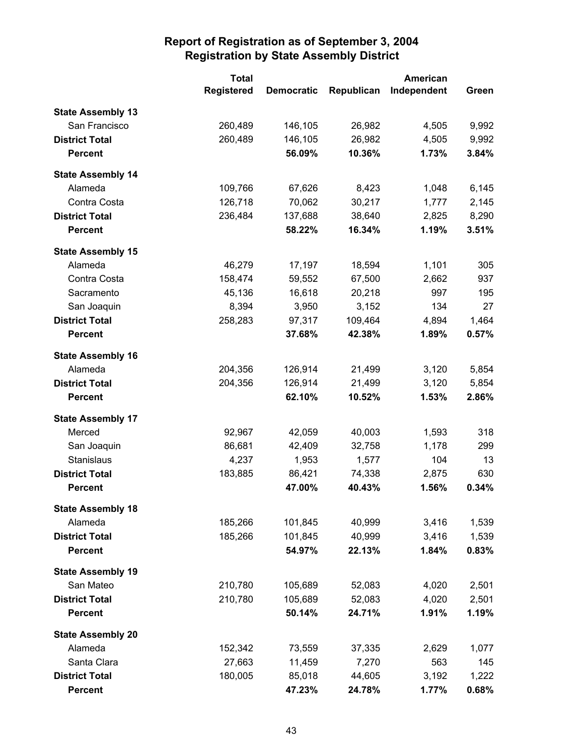# Report of Registration as of September 3, 2004
## Registration by State Assembly District

| | Total Registered | Democratic | Republican | American Independent | Green |
|---|---|---|---|---|---|
| **State Assembly 13** | | | | | |
| San Francisco | 260,489 | 146,105 | 26,982 | 4,505 | 9,992 |
| **District Total** | 260,489 | 146,105 | 26,982 | 4,505 | 9,992 |
| **Percent** | | **56.09%** | **10.36%** | **1.73%** | **3.84%** |
| **State Assembly 14** | | | | | |
| Alameda | 109,766 | 67,626 | 8,423 | 1,048 | 6,145 |
| Contra Costa | 126,718 | 70,062 | 30,217 | 1,777 | 2,145 |
| **District Total** | 236,484 | 137,688 | 38,640 | 2,825 | 8,290 |
| **Percent** | | **58.22%** | **16.34%** | **1.19%** | **3.51%** |
| **State Assembly 15** | | | | | |
| Alameda | 46,279 | 17,197 | 18,594 | 1,101 | 305 |
| Contra Costa | 158,474 | 59,552 | 67,500 | 2,662 | 937 |
| Sacramento | 45,136 | 16,618 | 20,218 | 997 | 195 |
| San Joaquin | 8,394 | 3,950 | 3,152 | 134 | 27 |
| **District Total** | 258,283 | 97,317 | 109,464 | 4,894 | 1,464 |
| **Percent** | | **37.68%** | **42.38%** | **1.89%** | **0.57%** |
| **State Assembly 16** | | | | | |
| Alameda | 204,356 | 126,914 | 21,499 | 3,120 | 5,854 |
| **District Total** | 204,356 | 126,914 | 21,499 | 3,120 | 5,854 |
| **Percent** | | **62.10%** | **10.52%** | **1.53%** | **2.86%** |
| **State Assembly 17** | | | | | |
| Merced | 92,967 | 42,059 | 40,003 | 1,593 | 318 |
| San Joaquin | 86,681 | 42,409 | 32,758 | 1,178 | 299 |
| Stanislaus | 4,237 | 1,953 | 1,577 | 104 | 13 |
| **District Total** | 183,885 | 86,421 | 74,338 | 2,875 | 630 |
| **Percent** | | **47.00%** | **40.43%** | **1.56%** | **0.34%** |
| **State Assembly 18** | | | | | |
| Alameda | 185,266 | 101,845 | 40,999 | 3,416 | 1,539 |
| **District Total** | 185,266 | 101,845 | 40,999 | 3,416 | 1,539 |
| **Percent** | | **54.97%** | **22.13%** | **1.84%** | **0.83%** |
| **State Assembly 19** | | | | | |
| San Mateo | 210,780 | 105,689 | 52,083 | 4,020 | 2,501 |
| **District Total** | 210,780 | 105,689 | 52,083 | 4,020 | 2,501 |
| **Percent** | | **50.14%** | **24.71%** | **1.91%** | **1.19%** |
| **State Assembly 20** | | | | | |
| Alameda | 152,342 | 73,559 | 37,335 | 2,629 | 1,077 |
| Santa Clara | 27,663 | 11,459 | 7,270 | 563 | 145 |
| **District Total** | 180,005 | 85,018 | 44,605 | 3,192 | 1,222 |
| **Percent** | | **47.23%** | **24.78%** | **1.77%** | **0.68%** |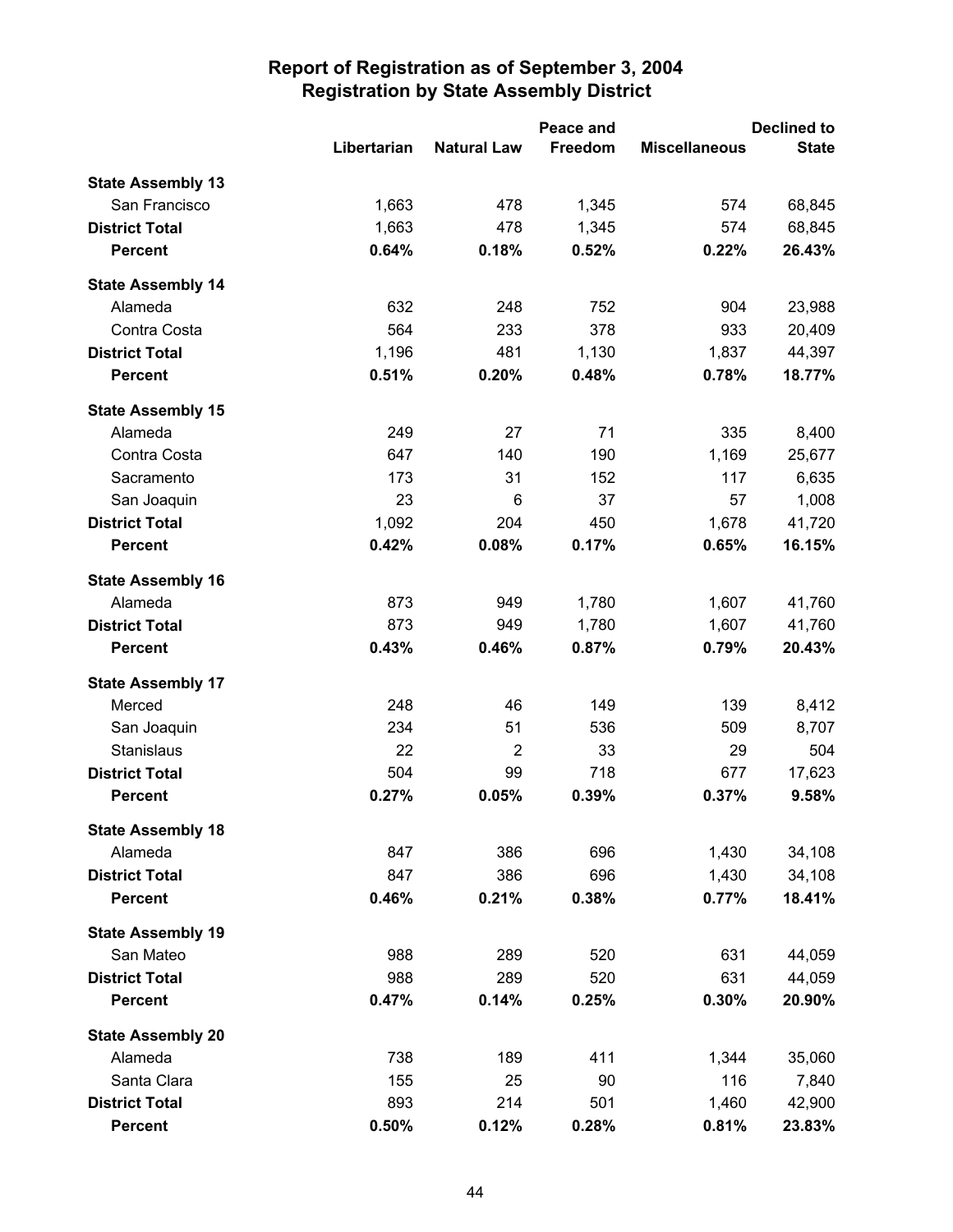# Report of Registration as of September 3, 2004
## Registration by State Assembly District

| | Libertarian | Natural Law | Peace and Freedom | Miscellaneous | Declined to State |
|---|---|---|---|---|---|
| **State Assembly 13** | | | | | |
| San Francisco | 1,663 | 478 | 1,345 | 574 | 68,845 |
| **District Total** | 1,663 | 478 | 1,345 | 574 | 68,845 |
| **Percent** | **0.64%** | **0.18%** | **0.52%** | **0.22%** | **26.43%** |
| **State Assembly 14** | | | | | |
| Alameda | 632 | 248 | 752 | 904 | 23,988 |
| Contra Costa | 564 | 233 | 378 | 933 | 20,409 |
| **District Total** | 1,196 | 481 | 1,130 | 1,837 | 44,397 |
| **Percent** | **0.51%** | **0.20%** | **0.48%** | **0.78%** | **18.77%** |
| **State Assembly 15** | | | | | |
| Alameda | 249 | 27 | 71 | 335 | 8,400 |
| Contra Costa | 647 | 140 | 190 | 1,169 | 25,677 |
| Sacramento | 173 | 31 | 152 | 117 | 6,635 |
| San Joaquin | 23 | 6 | 37 | 57 | 1,008 |
| **District Total** | 1,092 | 204 | 450 | 1,678 | 41,720 |
| **Percent** | **0.42%** | **0.08%** | **0.17%** | **0.65%** | **16.15%** |
| **State Assembly 16** | | | | | |
| Alameda | 873 | 949 | 1,780 | 1,607 | 41,760 |
| **District Total** | 873 | 949 | 1,780 | 1,607 | 41,760 |
| **Percent** | **0.43%** | **0.46%** | **0.87%** | **0.79%** | **20.43%** |
| **State Assembly 17** | | | | | |
| Merced | 248 | 46 | 149 | 139 | 8,412 |
| San Joaquin | 234 | 51 | 536 | 509 | 8,707 |
| Stanislaus | 22 | 2 | 33 | 29 | 504 |
| **District Total** | 504 | 99 | 718 | 677 | 17,623 |
| **Percent** | **0.27%** | **0.05%** | **0.39%** | **0.37%** | **9.58%** |
| **State Assembly 18** | | | | | |
| Alameda | 847 | 386 | 696 | 1,430 | 34,108 |
| **District Total** | 847 | 386 | 696 | 1,430 | 34,108 |
| **Percent** | **0.46%** | **0.21%** | **0.38%** | **0.77%** | **18.41%** |
| **State Assembly 19** | | | | | |
| San Mateo | 988 | 289 | 520 | 631 | 44,059 |
| **District Total** | 988 | 289 | 520 | 631 | 44,059 |
| **Percent** | **0.47%** | **0.14%** | **0.25%** | **0.30%** | **20.90%** |
| **State Assembly 20** | | | | | |
| Alameda | 738 | 189 | 411 | 1,344 | 35,060 |
| Santa Clara | 155 | 25 | 90 | 116 | 7,840 |
| **District Total** | 893 | 214 | 501 | 1,460 | 42,900 |
| **Percent** | **0.50%** | **0.12%** | **0.28%** | **0.81%** | **23.83%** |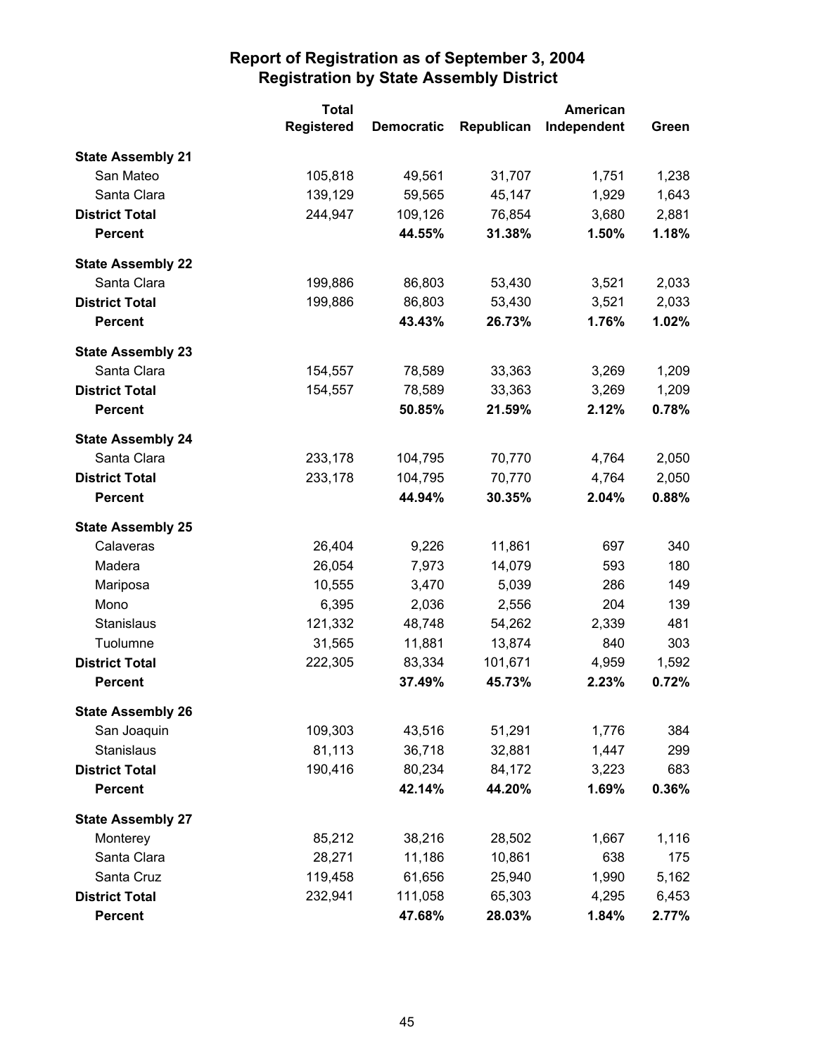# Report of Registration as of September 3, 2004
## Registration by State Assembly District

| | Total Registered | Democratic | Republican | American Independent | Green |
|---|---|---|---|---|---|
| **State Assembly 21** | | | | | |
| San Mateo | 105,818 | 49,561 | 31,707 | 1,751 | 1,238 |
| Santa Clara | 139,129 | 59,565 | 45,147 | 1,929 | 1,643 |
| **District Total** | 244,947 | 109,126 | 76,854 | 3,680 | 2,881 |
| **Percent** | | **44.55%** | **31.38%** | **1.50%** | **1.18%** |
| **State Assembly 22** | | | | | |
| Santa Clara | 199,886 | 86,803 | 53,430 | 3,521 | 2,033 |
| **District Total** | 199,886 | 86,803 | 53,430 | 3,521 | 2,033 |
| **Percent** | | **43.43%** | **26.73%** | **1.76%** | **1.02%** |
| **State Assembly 23** | | | | | |
| Santa Clara | 154,557 | 78,589 | 33,363 | 3,269 | 1,209 |
| **District Total** | 154,557 | 78,589 | 33,363 | 3,269 | 1,209 |
| **Percent** | | **50.85%** | **21.59%** | **2.12%** | **0.78%** |
| **State Assembly 24** | | | | | |
| Santa Clara | 233,178 | 104,795 | 70,770 | 4,764 | 2,050 |
| **District Total** | 233,178 | 104,795 | 70,770 | 4,764 | 2,050 |
| **Percent** | | **44.94%** | **30.35%** | **2.04%** | **0.88%** |
| **State Assembly 25** | | | | | |
| Calaveras | 26,404 | 9,226 | 11,861 | 697 | 340 |
| Madera | 26,054 | 7,973 | 14,079 | 593 | 180 |
| Mariposa | 10,555 | 3,470 | 5,039 | 286 | 149 |
| Mono | 6,395 | 2,036 | 2,556 | 204 | 139 |
| Stanislaus | 121,332 | 48,748 | 54,262 | 2,339 | 481 |
| Tuolumne | 31,565 | 11,881 | 13,874 | 840 | 303 |
| **District Total** | 222,305 | 83,334 | 101,671 | 4,959 | 1,592 |
| **Percent** | | **37.49%** | **45.73%** | **2.23%** | **0.72%** |
| **State Assembly 26** | | | | | |
| San Joaquin | 109,303 | 43,516 | 51,291 | 1,776 | 384 |
| Stanislaus | 81,113 | 36,718 | 32,881 | 1,447 | 299 |
| **District Total** | 190,416 | 80,234 | 84,172 | 3,223 | 683 |
| **Percent** | | **42.14%** | **44.20%** | **1.69%** | **0.36%** |
| **State Assembly 27** | | | | | |
| Monterey | 85,212 | 38,216 | 28,502 | 1,667 | 1,116 |
| Santa Clara | 28,271 | 11,186 | 10,861 | 638 | 175 |
| Santa Cruz | 119,458 | 61,656 | 25,940 | 1,990 | 5,162 |
| **District Total** | 232,941 | 111,058 | 65,303 | 4,295 | 6,453 |
| **Percent** | | **47.68%** | **28.03%** | **1.84%** | **2.77%** |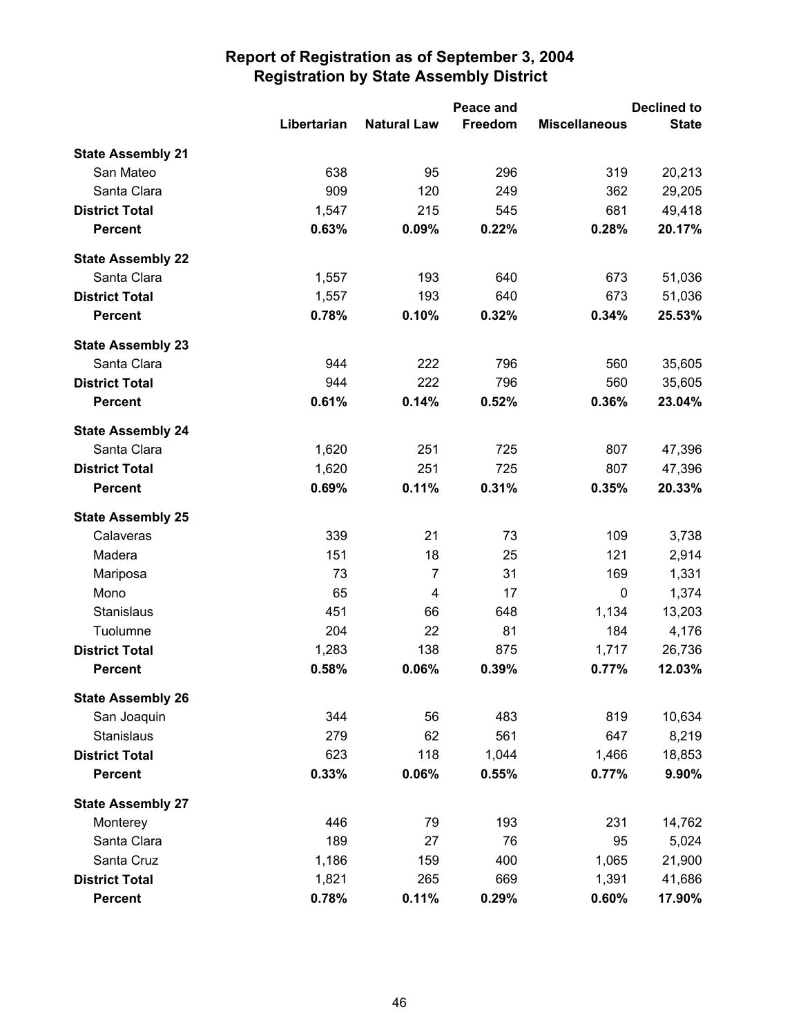# Report of Registration as of September 3, 2004
## Registration by State Assembly District

| | Libertarian | Natural Law | Peace and Freedom | Miscellaneous | Declined to State |
|---|---|---|---|---|---|
| **State Assembly 21** | | | | | |
| San Mateo | 638 | 95 | 296 | 319 | 20,213 |
| Santa Clara | 909 | 120 | 249 | 362 | 29,205 |
| **District Total** | 1,547 | 215 | 545 | 681 | 49,418 |
| **Percent** | **0.63%** | **0.09%** | **0.22%** | **0.28%** | **20.17%** |
| **State Assembly 22** | | | | | |
| Santa Clara | 1,557 | 193 | 640 | 673 | 51,036 |
| **District Total** | 1,557 | 193 | 640 | 673 | 51,036 |
| **Percent** | **0.78%** | **0.10%** | **0.32%** | **0.34%** | **25.53%** |
| **State Assembly 23** | | | | | |
| Santa Clara | 944 | 222 | 796 | 560 | 35,605 |
| **District Total** | 944 | 222 | 796 | 560 | 35,605 |
| **Percent** | **0.61%** | **0.14%** | **0.52%** | **0.36%** | **23.04%** |
| **State Assembly 24** | | | | | |
| Santa Clara | 1,620 | 251 | 725 | 807 | 47,396 |
| **District Total** | 1,620 | 251 | 725 | 807 | 47,396 |
| **Percent** | **0.69%** | **0.11%** | **0.31%** | **0.35%** | **20.33%** |
| **State Assembly 25** | | | | | |
| Calaveras | 339 | 21 | 73 | 109 | 3,738 |
| Madera | 151 | 18 | 25 | 121 | 2,914 |
| Mariposa | 73 | 7 | 31 | 169 | 1,331 |
| Mono | 65 | 4 | 17 | 0 | 1,374 |
| Stanislaus | 451 | 66 | 648 | 1,134 | 13,203 |
| Tuolumne | 204 | 22 | 81 | 184 | 4,176 |
| **District Total** | 1,283 | 138 | 875 | 1,717 | 26,736 |
| **Percent** | **0.58%** | **0.06%** | **0.39%** | **0.77%** | **12.03%** |
| **State Assembly 26** | | | | | |
| San Joaquin | 344 | 56 | 483 | 819 | 10,634 |
| Stanislaus | 279 | 62 | 561 | 647 | 8,219 |
| **District Total** | 623 | 118 | 1,044 | 1,466 | 18,853 |
| **Percent** | **0.33%** | **0.06%** | **0.55%** | **0.77%** | **9.90%** |
| **State Assembly 27** | | | | | |
| Monterey | 446 | 79 | 193 | 231 | 14,762 |
| Santa Clara | 189 | 27 | 76 | 95 | 5,024 |
| Santa Cruz | 1,186 | 159 | 400 | 1,065 | 21,900 |
| **District Total** | 1,821 | 265 | 669 | 1,391 | 41,686 |
| **Percent** | **0.78%** | **0.11%** | **0.29%** | **0.60%** | **17.90%** |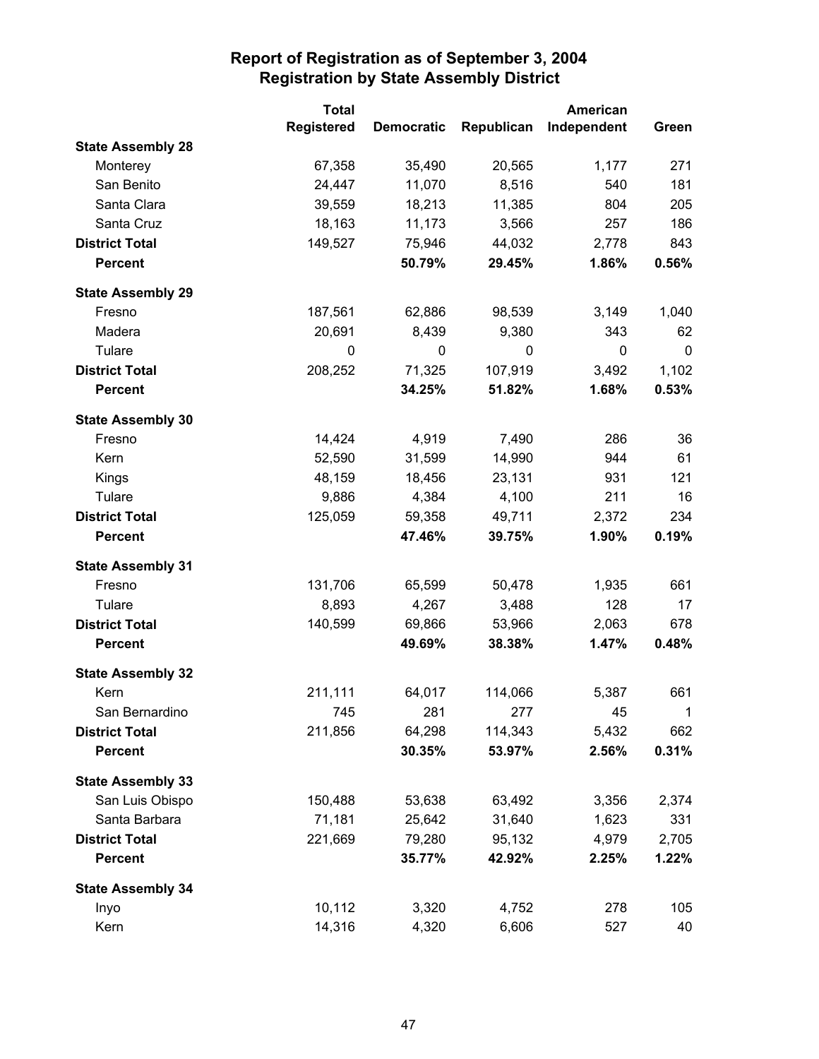# Report of Registration as of September 3, 2004
## Registration by State Assembly District

| | Total Registered | Democratic | Republican | American Independent | Green |
|---|---|---|---|---|---|
| **State Assembly 28** | | | | | |
| Monterey | 67,358 | 35,490 | 20,565 | 1,177 | 271 |
| San Benito | 24,447 | 11,070 | 8,516 | 540 | 181 |
| Santa Clara | 39,559 | 18,213 | 11,385 | 804 | 205 |
| Santa Cruz | 18,163 | 11,173 | 3,566 | 257 | 186 |
| **District Total** | 149,527 | 75,946 | 44,032 | 2,778 | 843 |
| **Percent** | | **50.79%** | **29.45%** | **1.86%** | **0.56%** |
| **State Assembly 29** | | | | | |
| Fresno | 187,561 | 62,886 | 98,539 | 3,149 | 1,040 |
| Madera | 20,691 | 8,439 | 9,380 | 343 | 62 |
| Tulare | 0 | 0 | 0 | 0 | 0 |
| **District Total** | 208,252 | 71,325 | 107,919 | 3,492 | 1,102 |
| **Percent** | | **34.25%** | **51.82%** | **1.68%** | **0.53%** |
| **State Assembly 30** | | | | | |
| Fresno | 14,424 | 4,919 | 7,490 | 286 | 36 |
| Kern | 52,590 | 31,599 | 14,990 | 944 | 61 |
| Kings | 48,159 | 18,456 | 23,131 | 931 | 121 |
| Tulare | 9,886 | 4,384 | 4,100 | 211 | 16 |
| **District Total** | 125,059 | 59,358 | 49,711 | 2,372 | 234 |
| **Percent** | | **47.46%** | **39.75%** | **1.90%** | **0.19%** |
| **State Assembly 31** | | | | | |
| Fresno | 131,706 | 65,599 | 50,478 | 1,935 | 661 |
| Tulare | 8,893 | 4,267 | 3,488 | 128 | 17 |
| **District Total** | 140,599 | 69,866 | 53,966 | 2,063 | 678 |
| **Percent** | | **49.69%** | **38.38%** | **1.47%** | **0.48%** |
| **State Assembly 32** | | | | | |
| Kern | 211,111 | 64,017 | 114,066 | 5,387 | 661 |
| San Bernardino | 745 | 281 | 277 | 45 | 1 |
| **District Total** | 211,856 | 64,298 | 114,343 | 5,432 | 662 |
| **Percent** | | **30.35%** | **53.97%** | **2.56%** | **0.31%** |
| **State Assembly 33** | | | | | |
| San Luis Obispo | 150,488 | 53,638 | 63,492 | 3,356 | 2,374 |
| Santa Barbara | 71,181 | 25,642 | 31,640 | 1,623 | 331 |
| **District Total** | 221,669 | 79,280 | 95,132 | 4,979 | 2,705 |
| **Percent** | | **35.77%** | **42.92%** | **2.25%** | **1.22%** |
| **State Assembly 34** | | | | | |
| Inyo | 10,112 | 3,320 | 4,752 | 278 | 105 |
| Kern | 14,316 | 4,320 | 6,606 | 527 | 40 |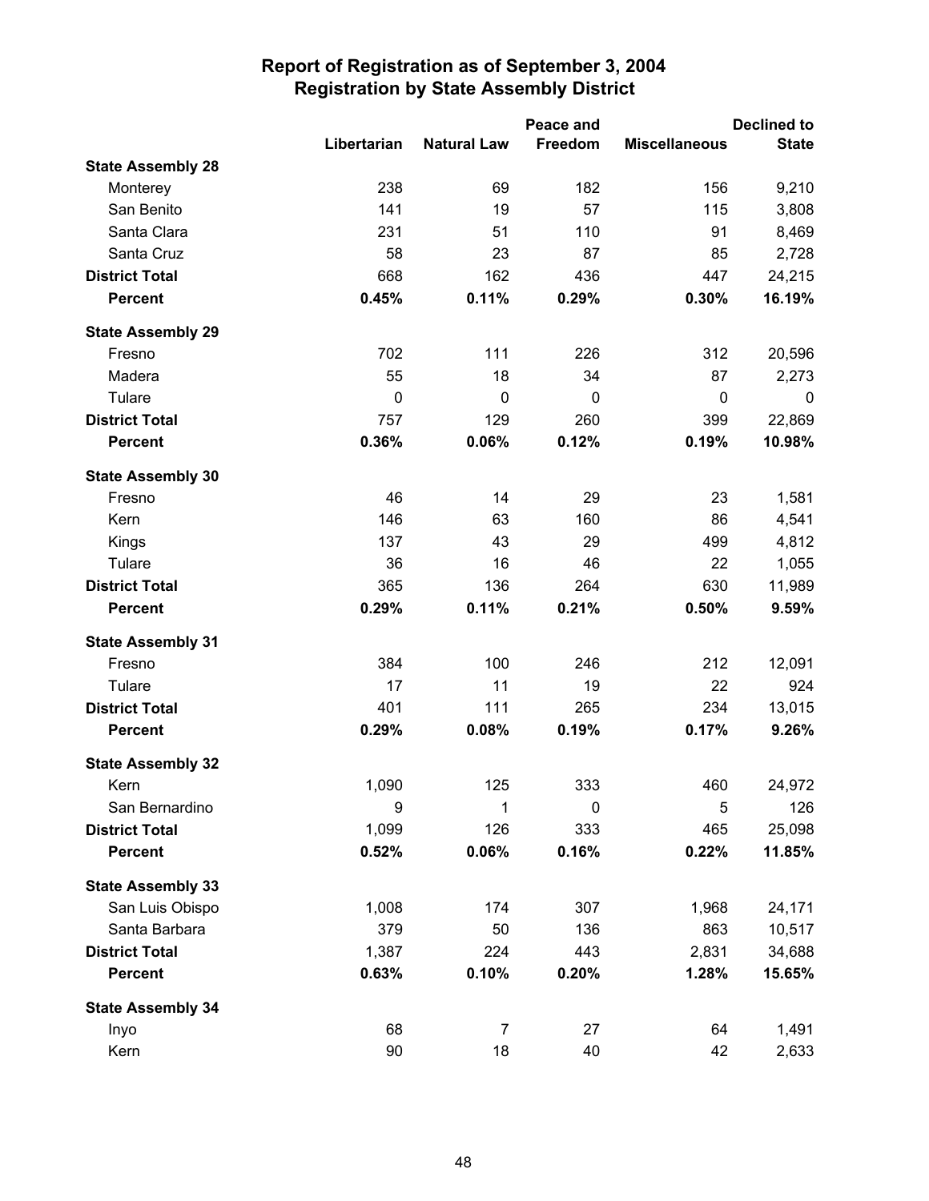# Report of Registration as of September 3, 2004
## Registration by State Assembly District

| | Libertarian | Natural Law | Peace and Freedom | Miscellaneous | Declined to State |
|---|---|---|---|---|---|
| **State Assembly 28** | | | | | |
| Monterey | 238 | 69 | 182 | 156 | 9,210 |
| San Benito | 141 | 19 | 57 | 115 | 3,808 |
| Santa Clara | 231 | 51 | 110 | 91 | 8,469 |
| Santa Cruz | 58 | 23 | 87 | 85 | 2,728 |
| **District Total** | 668 | 162 | 436 | 447 | 24,215 |
| **Percent** | **0.45%** | **0.11%** | **0.29%** | **0.30%** | **16.19%** |
| **State Assembly 29** | | | | | |
| Fresno | 702 | 111 | 226 | 312 | 20,596 |
| Madera | 55 | 18 | 34 | 87 | 2,273 |
| Tulare | 0 | 0 | 0 | 0 | 0 |
| **District Total** | 757 | 129 | 260 | 399 | 22,869 |
| **Percent** | **0.36%** | **0.06%** | **0.12%** | **0.19%** | **10.98%** |
| **State Assembly 30** | | | | | |
| Fresno | 46 | 14 | 29 | 23 | 1,581 |
| Kern | 146 | 63 | 160 | 86 | 4,541 |
| Kings | 137 | 43 | 29 | 499 | 4,812 |
| Tulare | 36 | 16 | 46 | 22 | 1,055 |
| **District Total** | 365 | 136 | 264 | 630 | 11,989 |
| **Percent** | **0.29%** | **0.11%** | **0.21%** | **0.50%** | **9.59%** |
| **State Assembly 31** | | | | | |
| Fresno | 384 | 100 | 246 | 212 | 12,091 |
| Tulare | 17 | 11 | 19 | 22 | 924 |
| **District Total** | 401 | 111 | 265 | 234 | 13,015 |
| **Percent** | **0.29%** | **0.08%** | **0.19%** | **0.17%** | **9.26%** |
| **State Assembly 32** | | | | | |
| Kern | 1,090 | 125 | 333 | 460 | 24,972 |
| San Bernardino | 9 | 1 | 0 | 5 | 126 |
| **District Total** | 1,099 | 126 | 333 | 465 | 25,098 |
| **Percent** | **0.52%** | **0.06%** | **0.16%** | **0.22%** | **11.85%** |
| **State Assembly 33** | | | | | |
| San Luis Obispo | 1,008 | 174 | 307 | 1,968 | 24,171 |
| Santa Barbara | 379 | 50 | 136 | 863 | 10,517 |
| **District Total** | 1,387 | 224 | 443 | 2,831 | 34,688 |
| **Percent** | **0.63%** | **0.10%** | **0.20%** | **1.28%** | **15.65%** |
| **State Assembly 34** | | | | | |
| Inyo | 68 | 7 | 27 | 64 | 1,491 |
| Kern | 90 | 18 | 40 | 42 | 2,633 |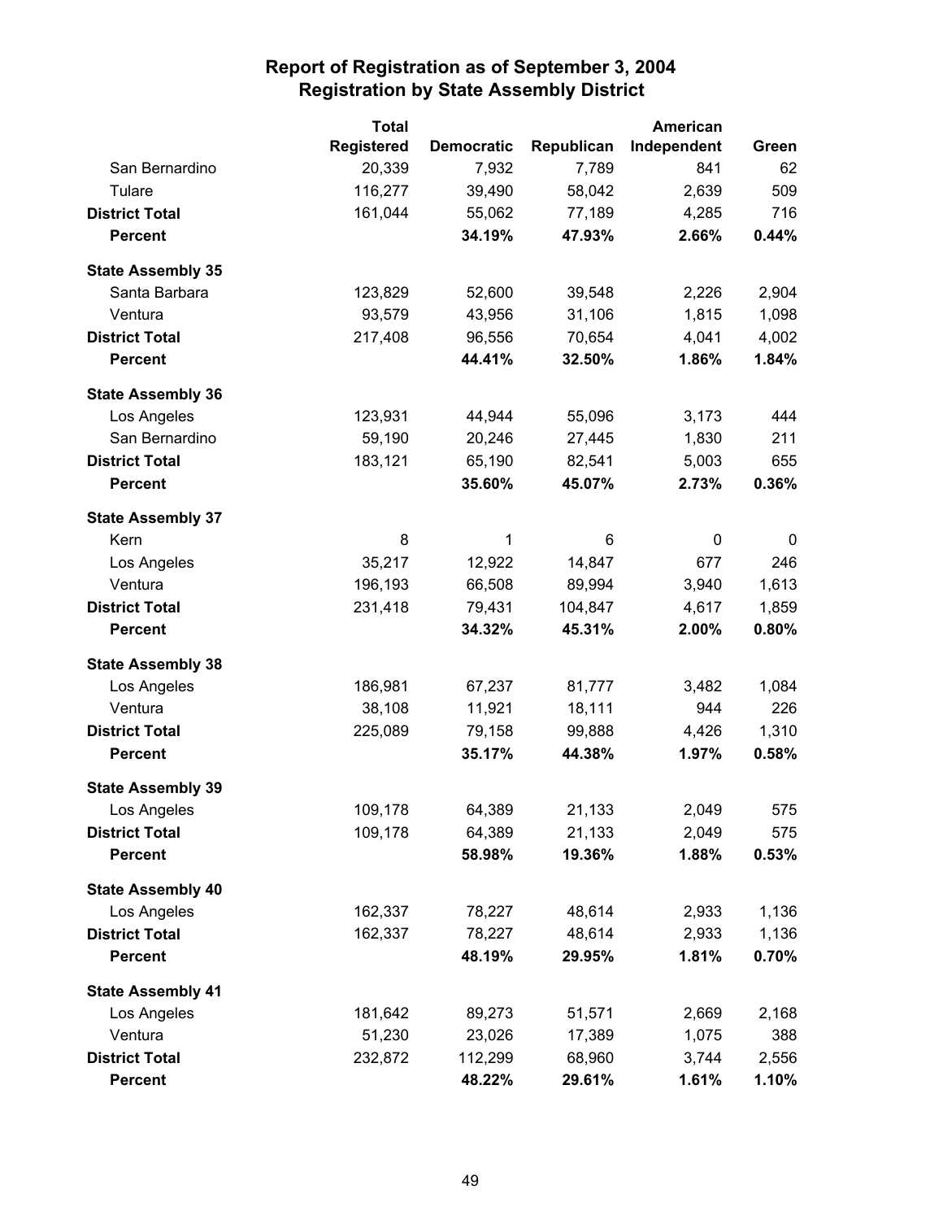# Report of Registration as of September 3, 2004
## Registration by State Assembly District

| | Total Registered | Democratic | Republican | American Independent | Green |
|---|---|---|---|---|---|
| San Bernardino | 20,339 | 7,932 | 7,789 | 841 | 62 |
| Tulare | 116,277 | 39,490 | 58,042 | 2,639 | 509 |
| **District Total** | 161,044 | 55,062 | 77,189 | 4,285 | 716 |
| **Percent** | | **34.19%** | **47.93%** | **2.66%** | **0.44%** |
| **State Assembly 35** | | | | | |
| Santa Barbara | 123,829 | 52,600 | 39,548 | 2,226 | 2,904 |
| Ventura | 93,579 | 43,956 | 31,106 | 1,815 | 1,098 |
| **District Total** | 217,408 | 96,556 | 70,654 | 4,041 | 4,002 |
| **Percent** | | **44.41%** | **32.50%** | **1.86%** | **1.84%** |
| **State Assembly 36** | | | | | |
| Los Angeles | 123,931 | 44,944 | 55,096 | 3,173 | 444 |
| San Bernardino | 59,190 | 20,246 | 27,445 | 1,830 | 211 |
| **District Total** | 183,121 | 65,190 | 82,541 | 5,003 | 655 |
| **Percent** | | **35.60%** | **45.07%** | **2.73%** | **0.36%** |
| **State Assembly 37** | | | | | |
| Kern | 8 | 1 | 6 | 0 | 0 |
| Los Angeles | 35,217 | 12,922 | 14,847 | 677 | 246 |
| Ventura | 196,193 | 66,508 | 89,994 | 3,940 | 1,613 |
| **District Total** | 231,418 | 79,431 | 104,847 | 4,617 | 1,859 |
| **Percent** | | **34.32%** | **45.31%** | **2.00%** | **0.80%** |
| **State Assembly 38** | | | | | |
| Los Angeles | 186,981 | 67,237 | 81,777 | 3,482 | 1,084 |
| Ventura | 38,108 | 11,921 | 18,111 | 944 | 226 |
| **District Total** | 225,089 | 79,158 | 99,888 | 4,426 | 1,310 |
| **Percent** | | **35.17%** | **44.38%** | **1.97%** | **0.58%** |
| **State Assembly 39** | | | | | |
| Los Angeles | 109,178 | 64,389 | 21,133 | 2,049 | 575 |
| **District Total** | 109,178 | 64,389 | 21,133 | 2,049 | 575 |
| **Percent** | | **58.98%** | **19.36%** | **1.88%** | **0.53%** |
| **State Assembly 40** | | | | | |
| Los Angeles | 162,337 | 78,227 | 48,614 | 2,933 | 1,136 |
| **District Total** | 162,337 | 78,227 | 48,614 | 2,933 | 1,136 |
| **Percent** | | **48.19%** | **29.95%** | **1.81%** | **0.70%** |
| **State Assembly 41** | | | | | |
| Los Angeles | 181,642 | 89,273 | 51,571 | 2,669 | 2,168 |
| Ventura | 51,230 | 23,026 | 17,389 | 1,075 | 388 |
| **District Total** | 232,872 | 112,299 | 68,960 | 3,744 | 2,556 |
| **Percent** | | **48.22%** | **29.61%** | **1.61%** | **1.10%** |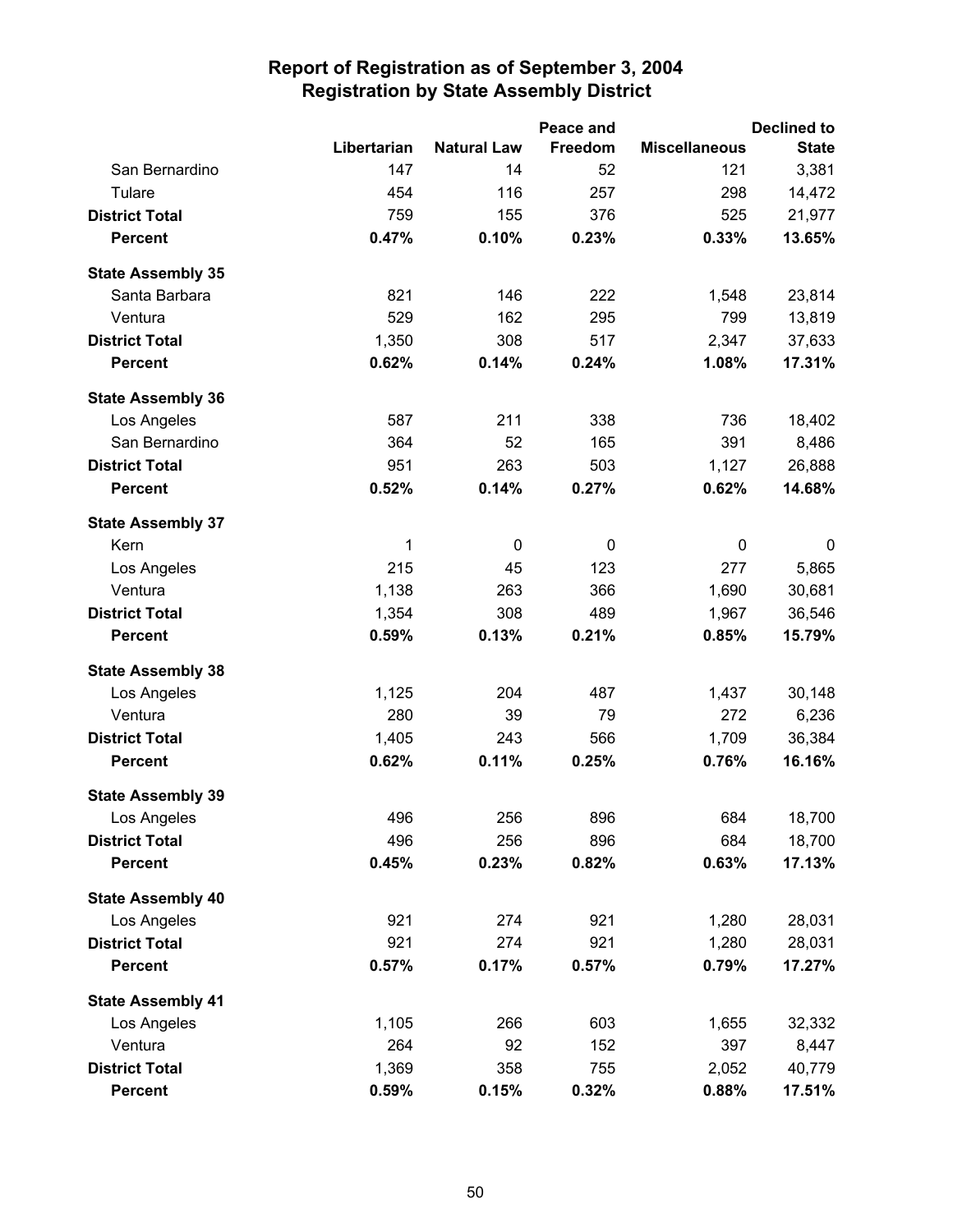# Report of Registration as of September 3, 2004
## Registration by State Assembly District

| | Libertarian | Natural Law | Peace and Freedom | Miscellaneous | Declined to State |
|---|---|---|---|---|---|
| San Bernardino | 147 | 14 | 52 | 121 | 3,381 |
| Tulare | 454 | 116 | 257 | 298 | 14,472 |
| **District Total** | 759 | 155 | 376 | 525 | 21,977 |
| **Percent** | **0.47%** | **0.10%** | **0.23%** | **0.33%** | **13.65%** |
| **State Assembly 35** | | | | | |
| Santa Barbara | 821 | 146 | 222 | 1,548 | 23,814 |
| Ventura | 529 | 162 | 295 | 799 | 13,819 |
| **District Total** | 1,350 | 308 | 517 | 2,347 | 37,633 |
| **Percent** | **0.62%** | **0.14%** | **0.24%** | **1.08%** | **17.31%** |
| **State Assembly 36** | | | | | |
| Los Angeles | 587 | 211 | 338 | 736 | 18,402 |
| San Bernardino | 364 | 52 | 165 | 391 | 8,486 |
| **District Total** | 951 | 263 | 503 | 1,127 | 26,888 |
| **Percent** | **0.52%** | **0.14%** | **0.27%** | **0.62%** | **14.68%** |
| **State Assembly 37** | | | | | |
| Kern | 1 | 0 | 0 | 0 | 0 |
| Los Angeles | 215 | 45 | 123 | 277 | 5,865 |
| Ventura | 1,138 | 263 | 366 | 1,690 | 30,681 |
| **District Total** | 1,354 | 308 | 489 | 1,967 | 36,546 |
| **Percent** | **0.59%** | **0.13%** | **0.21%** | **0.85%** | **15.79%** |
| **State Assembly 38** | | | | | |
| Los Angeles | 1,125 | 204 | 487 | 1,437 | 30,148 |
| Ventura | 280 | 39 | 79 | 272 | 6,236 |
| **District Total** | 1,405 | 243 | 566 | 1,709 | 36,384 |
| **Percent** | **0.62%** | **0.11%** | **0.25%** | **0.76%** | **16.16%** |
| **State Assembly 39** | | | | | |
| Los Angeles | 496 | 256 | 896 | 684 | 18,700 |
| **District Total** | 496 | 256 | 896 | 684 | 18,700 |
| **Percent** | **0.45%** | **0.23%** | **0.82%** | **0.63%** | **17.13%** |
| **State Assembly 40** | | | | | |
| Los Angeles | 921 | 274 | 921 | 1,280 | 28,031 |
| **District Total** | 921 | 274 | 921 | 1,280 | 28,031 |
| **Percent** | **0.57%** | **0.17%** | **0.57%** | **0.79%** | **17.27%** |
| **State Assembly 41** | | | | | |
| Los Angeles | 1,105 | 266 | 603 | 1,655 | 32,332 |
| Ventura | 264 | 92 | 152 | 397 | 8,447 |
| **District Total** | 1,369 | 358 | 755 | 2,052 | 40,779 |
| **Percent** | **0.59%** | **0.15%** | **0.32%** | **0.88%** | **17.51%** |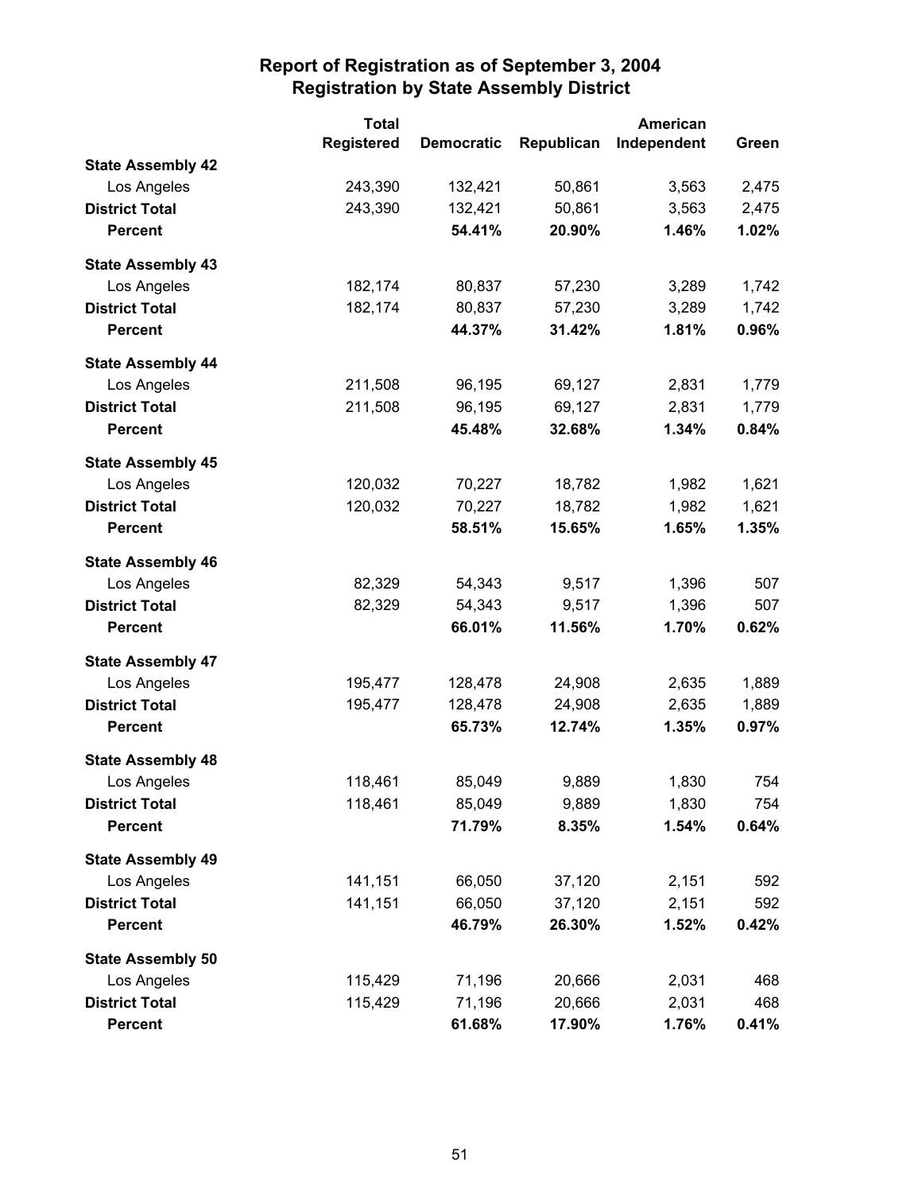# Report of Registration as of September 3, 2004
## Registration by State Assembly District

| | Total Registered | Democratic | Republican | American Independent | Green |
|---|---|---|---|---|---|
| **State Assembly 42** | | | | | |
| Los Angeles | 243,390 | 132,421 | 50,861 | 3,563 | 2,475 |
| **District Total** | 243,390 | 132,421 | 50,861 | 3,563 | 2,475 |
| **Percent** | | **54.41%** | **20.90%** | **1.46%** | **1.02%** |
| **State Assembly 43** | | | | | |
| Los Angeles | 182,174 | 80,837 | 57,230 | 3,289 | 1,742 |
| **District Total** | 182,174 | 80,837 | 57,230 | 3,289 | 1,742 |
| **Percent** | | **44.37%** | **31.42%** | **1.81%** | **0.96%** |
| **State Assembly 44** | | | | | |
| Los Angeles | 211,508 | 96,195 | 69,127 | 2,831 | 1,779 |
| **District Total** | 211,508 | 96,195 | 69,127 | 2,831 | 1,779 |
| **Percent** | | **45.48%** | **32.68%** | **1.34%** | **0.84%** |
| **State Assembly 45** | | | | | |
| Los Angeles | 120,032 | 70,227 | 18,782 | 1,982 | 1,621 |
| **District Total** | 120,032 | 70,227 | 18,782 | 1,982 | 1,621 |
| **Percent** | | **58.51%** | **15.65%** | **1.65%** | **1.35%** |
| **State Assembly 46** | | | | | |
| Los Angeles | 82,329 | 54,343 | 9,517 | 1,396 | 507 |
| **District Total** | 82,329 | 54,343 | 9,517 | 1,396 | 507 |
| **Percent** | | **66.01%** | **11.56%** | **1.70%** | **0.62%** |
| **State Assembly 47** | | | | | |
| Los Angeles | 195,477 | 128,478 | 24,908 | 2,635 | 1,889 |
| **District Total** | 195,477 | 128,478 | 24,908 | 2,635 | 1,889 |
| **Percent** | | **65.73%** | **12.74%** | **1.35%** | **0.97%** |
| **State Assembly 48** | | | | | |
| Los Angeles | 118,461 | 85,049 | 9,889 | 1,830 | 754 |
| **District Total** | 118,461 | 85,049 | 9,889 | 1,830 | 754 |
| **Percent** | | **71.79%** | **8.35%** | **1.54%** | **0.64%** |
| **State Assembly 49** | | | | | |
| Los Angeles | 141,151 | 66,050 | 37,120 | 2,151 | 592 |
| **District Total** | 141,151 | 66,050 | 37,120 | 2,151 | 592 |
| **Percent** | | **46.79%** | **26.30%** | **1.52%** | **0.42%** |
| **State Assembly 50** | | | | | |
| Los Angeles | 115,429 | 71,196 | 20,666 | 2,031 | 468 |
| **District Total** | 115,429 | 71,196 | 20,666 | 2,031 | 468 |
| **Percent** | | **61.68%** | **17.90%** | **1.76%** | **0.41%** |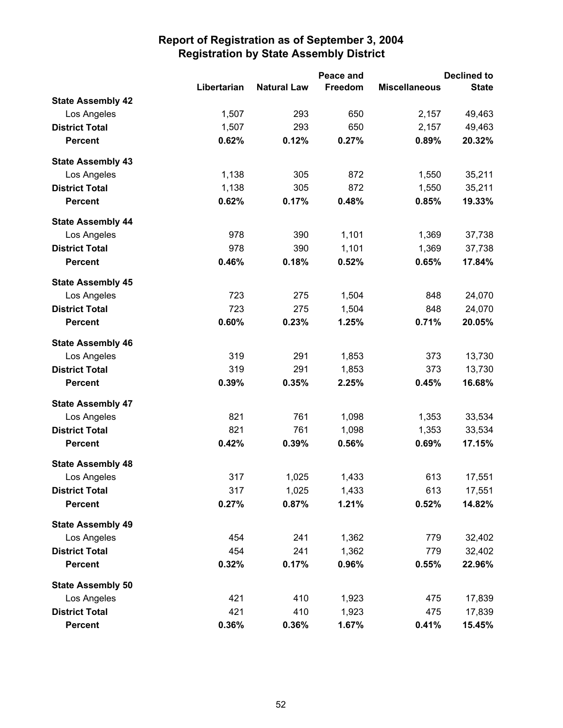# Report of Registration as of September 3, 2004
## Registration by State Assembly District

| | Libertarian | Natural Law | Peace and Freedom | Miscellaneous | Declined to State |
|---|---|---|---|---|---|
| **State Assembly 42** | | | | | |
| Los Angeles | 1,507 | 293 | 650 | 2,157 | 49,463 |
| **District Total** | 1,507 | 293 | 650 | 2,157 | 49,463 |
| **Percent** | **0.62%** | **0.12%** | **0.27%** | **0.89%** | **20.32%** |
| **State Assembly 43** | | | | | |
| Los Angeles | 1,138 | 305 | 872 | 1,550 | 35,211 |
| **District Total** | 1,138 | 305 | 872 | 1,550 | 35,211 |
| **Percent** | **0.62%** | **0.17%** | **0.48%** | **0.85%** | **19.33%** |
| **State Assembly 44** | | | | | |
| Los Angeles | 978 | 390 | 1,101 | 1,369 | 37,738 |
| **District Total** | 978 | 390 | 1,101 | 1,369 | 37,738 |
| **Percent** | **0.46%** | **0.18%** | **0.52%** | **0.65%** | **17.84%** |
| **State Assembly 45** | | | | | |
| Los Angeles | 723 | 275 | 1,504 | 848 | 24,070 |
| **District Total** | 723 | 275 | 1,504 | 848 | 24,070 |
| **Percent** | **0.60%** | **0.23%** | **1.25%** | **0.71%** | **20.05%** |
| **State Assembly 46** | | | | | |
| Los Angeles | 319 | 291 | 1,853 | 373 | 13,730 |
| **District Total** | 319 | 291 | 1,853 | 373 | 13,730 |
| **Percent** | **0.39%** | **0.35%** | **2.25%** | **0.45%** | **16.68%** |
| **State Assembly 47** | | | | | |
| Los Angeles | 821 | 761 | 1,098 | 1,353 | 33,534 |
| **District Total** | 821 | 761 | 1,098 | 1,353 | 33,534 |
| **Percent** | **0.42%** | **0.39%** | **0.56%** | **0.69%** | **17.15%** |
| **State Assembly 48** | | | | | |
| Los Angeles | 317 | 1,025 | 1,433 | 613 | 17,551 |
| **District Total** | 317 | 1,025 | 1,433 | 613 | 17,551 |
| **Percent** | **0.27%** | **0.87%** | **1.21%** | **0.52%** | **14.82%** |
| **State Assembly 49** | | | | | |
| Los Angeles | 454 | 241 | 1,362 | 779 | 32,402 |
| **District Total** | 454 | 241 | 1,362 | 779 | 32,402 |
| **Percent** | **0.32%** | **0.17%** | **0.96%** | **0.55%** | **22.96%** |
| **State Assembly 50** | | | | | |
| Los Angeles | 421 | 410 | 1,923 | 475 | 17,839 |
| **District Total** | 421 | 410 | 1,923 | 475 | 17,839 |
| **Percent** | **0.36%** | **0.36%** | **1.67%** | **0.41%** | **15.45%** |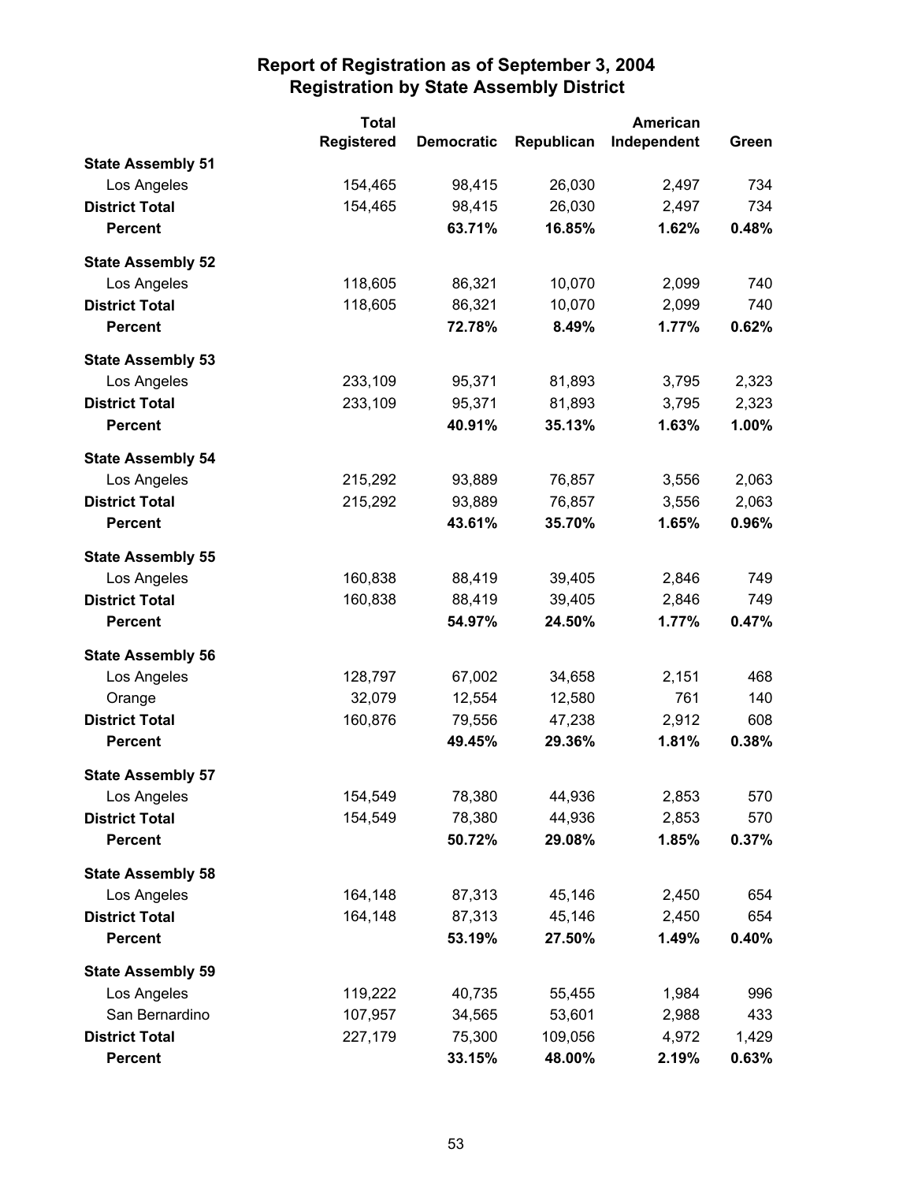# Report of Registration as of September 3, 2004
## Registration by State Assembly District

| | Total Registered | Democratic | Republican | American Independent | Green |
|---|---|---|---|---|---|
| **State Assembly 51** | | | | | |
| Los Angeles | 154,465 | 98,415 | 26,030 | 2,497 | 734 |
| **District Total** | 154,465 | 98,415 | 26,030 | 2,497 | 734 |
| **Percent** | | **63.71%** | **16.85%** | **1.62%** | **0.48%** |
| **State Assembly 52** | | | | | |
| Los Angeles | 118,605 | 86,321 | 10,070 | 2,099 | 740 |
| **District Total** | 118,605 | 86,321 | 10,070 | 2,099 | 740 |
| **Percent** | | **72.78%** | **8.49%** | **1.77%** | **0.62%** |
| **State Assembly 53** | | | | | |
| Los Angeles | 233,109 | 95,371 | 81,893 | 3,795 | 2,323 |
| **District Total** | 233,109 | 95,371 | 81,893 | 3,795 | 2,323 |
| **Percent** | | **40.91%** | **35.13%** | **1.63%** | **1.00%** |
| **State Assembly 54** | | | | | |
| Los Angeles | 215,292 | 93,889 | 76,857 | 3,556 | 2,063 |
| **District Total** | 215,292 | 93,889 | 76,857 | 3,556 | 2,063 |
| **Percent** | | **43.61%** | **35.70%** | **1.65%** | **0.96%** |
| **State Assembly 55** | | | | | |
| Los Angeles | 160,838 | 88,419 | 39,405 | 2,846 | 749 |
| **District Total** | 160,838 | 88,419 | 39,405 | 2,846 | 749 |
| **Percent** | | **54.97%** | **24.50%** | **1.77%** | **0.47%** |
| **State Assembly 56** | | | | | |
| Los Angeles | 128,797 | 67,002 | 34,658 | 2,151 | 468 |
| Orange | 32,079 | 12,554 | 12,580 | 761 | 140 |
| **District Total** | 160,876 | 79,556 | 47,238 | 2,912 | 608 |
| **Percent** | | **49.45%** | **29.36%** | **1.81%** | **0.38%** |
| **State Assembly 57** | | | | | |
| Los Angeles | 154,549 | 78,380 | 44,936 | 2,853 | 570 |
| **District Total** | 154,549 | 78,380 | 44,936 | 2,853 | 570 |
| **Percent** | | **50.72%** | **29.08%** | **1.85%** | **0.37%** |
| **State Assembly 58** | | | | | |
| Los Angeles | 164,148 | 87,313 | 45,146 | 2,450 | 654 |
| **District Total** | 164,148 | 87,313 | 45,146 | 2,450 | 654 |
| **Percent** | | **53.19%** | **27.50%** | **1.49%** | **0.40%** |
| **State Assembly 59** | | | | | |
| Los Angeles | 119,222 | 40,735 | 55,455 | 1,984 | 996 |
| San Bernardino | 107,957 | 34,565 | 53,601 | 2,988 | 433 |
| **District Total** | 227,179 | 75,300 | 109,056 | 4,972 | 1,429 |
| **Percent** | | **33.15%** | **48.00%** | **2.19%** | **0.63%** |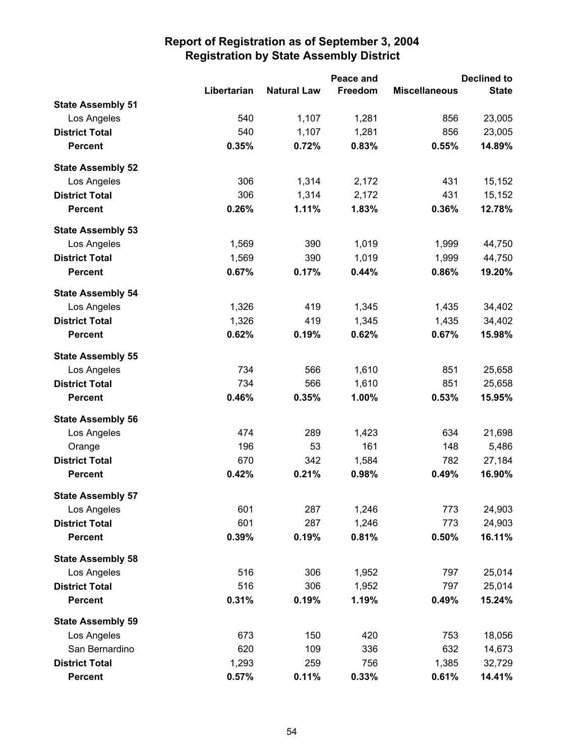# Report of Registration as of September 3, 2004
## Registration by State Assembly District

| | Libertarian | Natural Law | Peace and Freedom | Miscellaneous | Declined to State |
|---|---|---|---|---|---|
| **State Assembly 51** | | | | | |
| Los Angeles | 540 | 1,107 | 1,281 | 856 | 23,005 |
| **District Total** | 540 | 1,107 | 1,281 | 856 | 23,005 |
| **Percent** | **0.35%** | **0.72%** | **0.83%** | **0.55%** | **14.89%** |
| **State Assembly 52** | | | | | |
| Los Angeles | 306 | 1,314 | 2,172 | 431 | 15,152 |
| **District Total** | 306 | 1,314 | 2,172 | 431 | 15,152 |
| **Percent** | **0.26%** | **1.11%** | **1.83%** | **0.36%** | **12.78%** |
| **State Assembly 53** | | | | | |
| Los Angeles | 1,569 | 390 | 1,019 | 1,999 | 44,750 |
| **District Total** | 1,569 | 390 | 1,019 | 1,999 | 44,750 |
| **Percent** | **0.67%** | **0.17%** | **0.44%** | **0.86%** | **19.20%** |
| **State Assembly 54** | | | | | |
| Los Angeles | 1,326 | 419 | 1,345 | 1,435 | 34,402 |
| **District Total** | 1,326 | 419 | 1,345 | 1,435 | 34,402 |
| **Percent** | **0.62%** | **0.19%** | **0.62%** | **0.67%** | **15.98%** |
| **State Assembly 55** | | | | | |
| Los Angeles | 734 | 566 | 1,610 | 851 | 25,658 |
| **District Total** | 734 | 566 | 1,610 | 851 | 25,658 |
| **Percent** | **0.46%** | **0.35%** | **1.00%** | **0.53%** | **15.95%** |
| **State Assembly 56** | | | | | |
| Los Angeles | 474 | 289 | 1,423 | 634 | 21,698 |
| Orange | 196 | 53 | 161 | 148 | 5,486 |
| **District Total** | 670 | 342 | 1,584 | 782 | 27,184 |
| **Percent** | **0.42%** | **0.21%** | **0.98%** | **0.49%** | **16.90%** |
| **State Assembly 57** | | | | | |
| Los Angeles | 601 | 287 | 1,246 | 773 | 24,903 |
| **District Total** | 601 | 287 | 1,246 | 773 | 24,903 |
| **Percent** | **0.39%** | **0.19%** | **0.81%** | **0.50%** | **16.11%** |
| **State Assembly 58** | | | | | |
| Los Angeles | 516 | 306 | 1,952 | 797 | 25,014 |
| **District Total** | 516 | 306 | 1,952 | 797 | 25,014 |
| **Percent** | **0.31%** | **0.19%** | **1.19%** | **0.49%** | **15.24%** |
| **State Assembly 59** | | | | | |
| Los Angeles | 673 | 150 | 420 | 753 | 18,056 |
| San Bernardino | 620 | 109 | 336 | 632 | 14,673 |
| **District Total** | 1,293 | 259 | 756 | 1,385 | 32,729 |
| **Percent** | **0.57%** | **0.11%** | **0.33%** | **0.61%** | **14.41%** |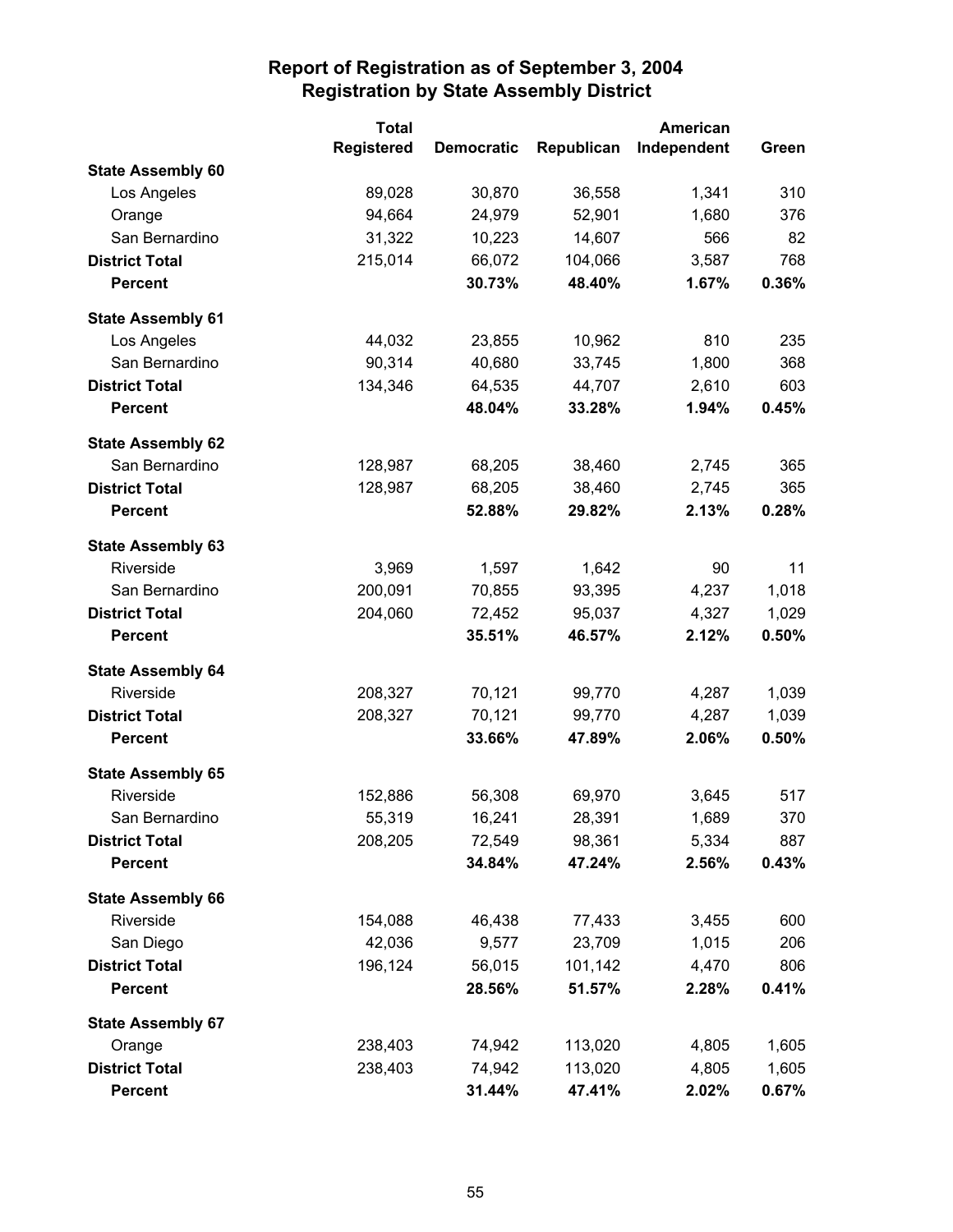# Report of Registration as of September 3, 2004
## Registration by State Assembly District

| | Total Registered | Democratic | Republican | American Independent | Green |
|---|---|---|---|---|---|
| **State Assembly 60** | | | | | |
| Los Angeles | 89,028 | 30,870 | 36,558 | 1,341 | 310 |
| Orange | 94,664 | 24,979 | 52,901 | 1,680 | 376 |
| San Bernardino | 31,322 | 10,223 | 14,607 | 566 | 82 |
| **District Total** | 215,014 | 66,072 | 104,066 | 3,587 | 768 |
| **Percent** | | **30.73%** | **48.40%** | **1.67%** | **0.36%** |
| **State Assembly 61** | | | | | |
| Los Angeles | 44,032 | 23,855 | 10,962 | 810 | 235 |
| San Bernardino | 90,314 | 40,680 | 33,745 | 1,800 | 368 |
| **District Total** | 134,346 | 64,535 | 44,707 | 2,610 | 603 |
| **Percent** | | **48.04%** | **33.28%** | **1.94%** | **0.45%** |
| **State Assembly 62** | | | | | |
| San Bernardino | 128,987 | 68,205 | 38,460 | 2,745 | 365 |
| **District Total** | 128,987 | 68,205 | 38,460 | 2,745 | 365 |
| **Percent** | | **52.88%** | **29.82%** | **2.13%** | **0.28%** |
| **State Assembly 63** | | | | | |
| Riverside | 3,969 | 1,597 | 1,642 | 90 | 11 |
| San Bernardino | 200,091 | 70,855 | 93,395 | 4,237 | 1,018 |
| **District Total** | 204,060 | 72,452 | 95,037 | 4,327 | 1,029 |
| **Percent** | | **35.51%** | **46.57%** | **2.12%** | **0.50%** |
| **State Assembly 64** | | | | | |
| Riverside | 208,327 | 70,121 | 99,770 | 4,287 | 1,039 |
| **District Total** | 208,327 | 70,121 | 99,770 | 4,287 | 1,039 |
| **Percent** | | **33.66%** | **47.89%** | **2.06%** | **0.50%** |
| **State Assembly 65** | | | | | |
| Riverside | 152,886 | 56,308 | 69,970 | 3,645 | 517 |
| San Bernardino | 55,319 | 16,241 | 28,391 | 1,689 | 370 |
| **District Total** | 208,205 | 72,549 | 98,361 | 5,334 | 887 |
| **Percent** | | **34.84%** | **47.24%** | **2.56%** | **0.43%** |
| **State Assembly 66** | | | | | |
| Riverside | 154,088 | 46,438 | 77,433 | 3,455 | 600 |
| San Diego | 42,036 | 9,577 | 23,709 | 1,015 | 206 |
| **District Total** | 196,124 | 56,015 | 101,142 | 4,470 | 806 |
| **Percent** | | **28.56%** | **51.57%** | **2.28%** | **0.41%** |
| **State Assembly 67** | | | | | |
| Orange | 238,403 | 74,942 | 113,020 | 4,805 | 1,605 |
| **District Total** | 238,403 | 74,942 | 113,020 | 4,805 | 1,605 |
| **Percent** | | **31.44%** | **47.41%** | **2.02%** | **0.67%** |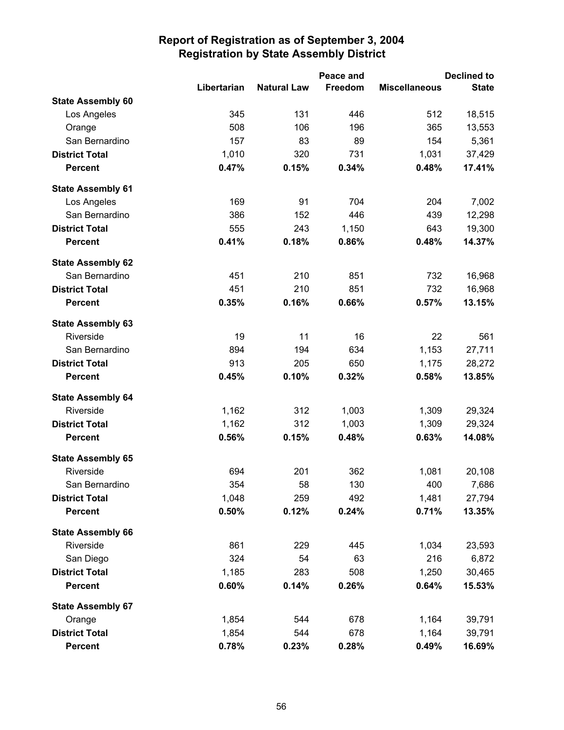# Report of Registration as of September 3, 2004
## Registration by State Assembly District

| | Libertarian | Natural Law | Peace and Freedom | Miscellaneous | Declined to State |
|---|---|---|---|---|---|
| **State Assembly 60** | | | | | |
| Los Angeles | 345 | 131 | 446 | 512 | 18,515 |
| Orange | 508 | 106 | 196 | 365 | 13,553 |
| San Bernardino | 157 | 83 | 89 | 154 | 5,361 |
| **District Total** | 1,010 | 320 | 731 | 1,031 | 37,429 |
| **Percent** | **0.47%** | **0.15%** | **0.34%** | **0.48%** | **17.41%** |
| **State Assembly 61** | | | | | |
| Los Angeles | 169 | 91 | 704 | 204 | 7,002 |
| San Bernardino | 386 | 152 | 446 | 439 | 12,298 |
| **District Total** | 555 | 243 | 1,150 | 643 | 19,300 |
| **Percent** | **0.41%** | **0.18%** | **0.86%** | **0.48%** | **14.37%** |
| **State Assembly 62** | | | | | |
| San Bernardino | 451 | 210 | 851 | 732 | 16,968 |
| **District Total** | 451 | 210 | 851 | 732 | 16,968 |
| **Percent** | **0.35%** | **0.16%** | **0.66%** | **0.57%** | **13.15%** |
| **State Assembly 63** | | | | | |
| Riverside | 19 | 11 | 16 | 22 | 561 |
| San Bernardino | 894 | 194 | 634 | 1,153 | 27,711 |
| **District Total** | 913 | 205 | 650 | 1,175 | 28,272 |
| **Percent** | **0.45%** | **0.10%** | **0.32%** | **0.58%** | **13.85%** |
| **State Assembly 64** | | | | | |
| Riverside | 1,162 | 312 | 1,003 | 1,309 | 29,324 |
| **District Total** | 1,162 | 312 | 1,003 | 1,309 | 29,324 |
| **Percent** | **0.56%** | **0.15%** | **0.48%** | **0.63%** | **14.08%** |
| **State Assembly 65** | | | | | |
| Riverside | 694 | 201 | 362 | 1,081 | 20,108 |
| San Bernardino | 354 | 58 | 130 | 400 | 7,686 |
| **District Total** | 1,048 | 259 | 492 | 1,481 | 27,794 |
| **Percent** | **0.50%** | **0.12%** | **0.24%** | **0.71%** | **13.35%** |
| **State Assembly 66** | | | | | |
| Riverside | 861 | 229 | 445 | 1,034 | 23,593 |
| San Diego | 324 | 54 | 63 | 216 | 6,872 |
| **District Total** | 1,185 | 283 | 508 | 1,250 | 30,465 |
| **Percent** | **0.60%** | **0.14%** | **0.26%** | **0.64%** | **15.53%** |
| **State Assembly 67** | | | | | |
| Orange | 1,854 | 544 | 678 | 1,164 | 39,791 |
| **District Total** | 1,854 | 544 | 678 | 1,164 | 39,791 |
| **Percent** | **0.78%** | **0.23%** | **0.28%** | **0.49%** | **16.69%** |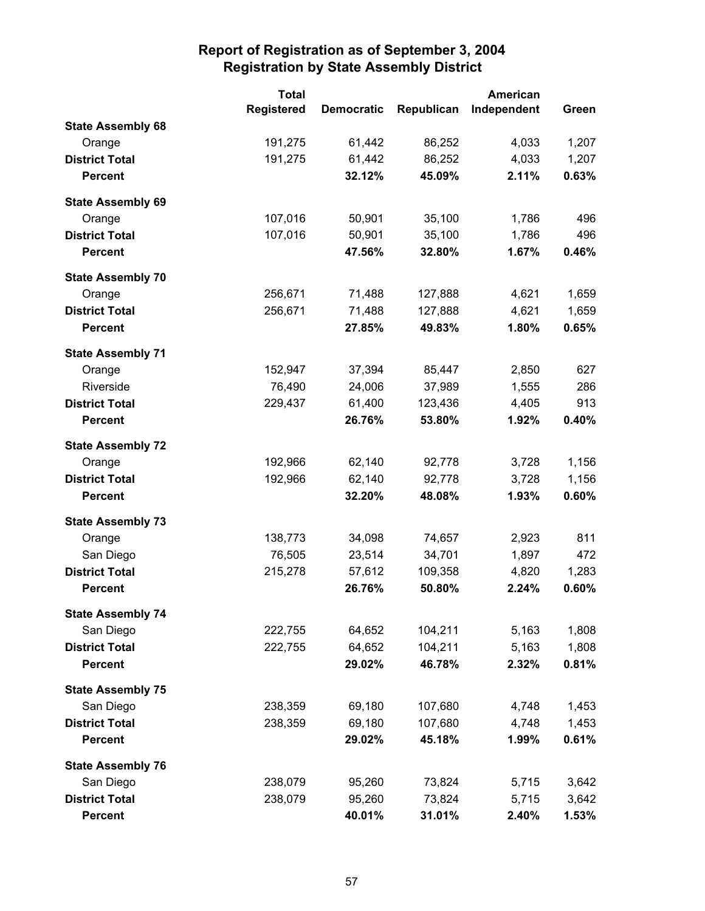# Report of Registration as of September 3, 2004
## Registration by State Assembly District

| | Total Registered | Democratic | Republican | American Independent | Green |
|---|---|---|---|---|---|
| **State Assembly 68** | | | | | |
| Orange | 191,275 | 61,442 | 86,252 | 4,033 | 1,207 |
| **District Total** | 191,275 | 61,442 | 86,252 | 4,033 | 1,207 |
| **Percent** | | **32.12%** | **45.09%** | **2.11%** | **0.63%** |
| **State Assembly 69** | | | | | |
| Orange | 107,016 | 50,901 | 35,100 | 1,786 | 496 |
| **District Total** | 107,016 | 50,901 | 35,100 | 1,786 | 496 |
| **Percent** | | **47.56%** | **32.80%** | **1.67%** | **0.46%** |
| **State Assembly 70** | | | | | |
| Orange | 256,671 | 71,488 | 127,888 | 4,621 | 1,659 |
| **District Total** | 256,671 | 71,488 | 127,888 | 4,621 | 1,659 |
| **Percent** | | **27.85%** | **49.83%** | **1.80%** | **0.65%** |
| **State Assembly 71** | | | | | |
| Orange | 152,947 | 37,394 | 85,447 | 2,850 | 627 |
| Riverside | 76,490 | 24,006 | 37,989 | 1,555 | 286 |
| **District Total** | 229,437 | 61,400 | 123,436 | 4,405 | 913 |
| **Percent** | | **26.76%** | **53.80%** | **1.92%** | **0.40%** |
| **State Assembly 72** | | | | | |
| Orange | 192,966 | 62,140 | 92,778 | 3,728 | 1,156 |
| **District Total** | 192,966 | 62,140 | 92,778 | 3,728 | 1,156 |
| **Percent** | | **32.20%** | **48.08%** | **1.93%** | **0.60%** |
| **State Assembly 73** | | | | | |
| Orange | 138,773 | 34,098 | 74,657 | 2,923 | 811 |
| San Diego | 76,505 | 23,514 | 34,701 | 1,897 | 472 |
| **District Total** | 215,278 | 57,612 | 109,358 | 4,820 | 1,283 |
| **Percent** | | **26.76%** | **50.80%** | **2.24%** | **0.60%** |
| **State Assembly 74** | | | | | |
| San Diego | 222,755 | 64,652 | 104,211 | 5,163 | 1,808 |
| **District Total** | 222,755 | 64,652 | 104,211 | 5,163 | 1,808 |
| **Percent** | | **29.02%** | **46.78%** | **2.32%** | **0.81%** |
| **State Assembly 75** | | | | | |
| San Diego | 238,359 | 69,180 | 107,680 | 4,748 | 1,453 |
| **District Total** | 238,359 | 69,180 | 107,680 | 4,748 | 1,453 |
| **Percent** | | **29.02%** | **45.18%** | **1.99%** | **0.61%** |
| **State Assembly 76** | | | | | |
| San Diego | 238,079 | 95,260 | 73,824 | 5,715 | 3,642 |
| **District Total** | 238,079 | 95,260 | 73,824 | 5,715 | 3,642 |
| **Percent** | | **40.01%** | **31.01%** | **2.40%** | **1.53%** |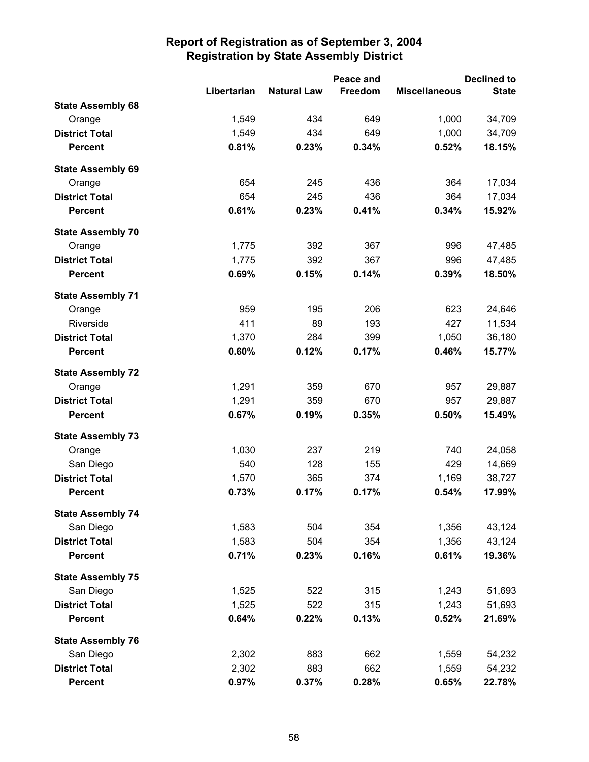# Report of Registration as of September 3, 2004
## Registration by State Assembly District

| | Libertarian | Natural Law | Peace and Freedom | Miscellaneous | Declined to State |
|---|---|---|---|---|---|
| **State Assembly 68** | | | | | |
| Orange | 1,549 | 434 | 649 | 1,000 | 34,709 |
| **District Total** | 1,549 | 434 | 649 | 1,000 | 34,709 |
| **Percent** | **0.81%** | **0.23%** | **0.34%** | **0.52%** | **18.15%** |
| **State Assembly 69** | | | | | |
| Orange | 654 | 245 | 436 | 364 | 17,034 |
| **District Total** | 654 | 245 | 436 | 364 | 17,034 |
| **Percent** | **0.61%** | **0.23%** | **0.41%** | **0.34%** | **15.92%** |
| **State Assembly 70** | | | | | |
| Orange | 1,775 | 392 | 367 | 996 | 47,485 |
| **District Total** | 1,775 | 392 | 367 | 996 | 47,485 |
| **Percent** | **0.69%** | **0.15%** | **0.14%** | **0.39%** | **18.50%** |
| **State Assembly 71** | | | | | |
| Orange | 959 | 195 | 206 | 623 | 24,646 |
| Riverside | 411 | 89 | 193 | 427 | 11,534 |
| **District Total** | 1,370 | 284 | 399 | 1,050 | 36,180 |
| **Percent** | **0.60%** | **0.12%** | **0.17%** | **0.46%** | **15.77%** |
| **State Assembly 72** | | | | | |
| Orange | 1,291 | 359 | 670 | 957 | 29,887 |
| **District Total** | 1,291 | 359 | 670 | 957 | 29,887 |
| **Percent** | **0.67%** | **0.19%** | **0.35%** | **0.50%** | **15.49%** |
| **State Assembly 73** | | | | | |
| Orange | 1,030 | 237 | 219 | 740 | 24,058 |
| San Diego | 540 | 128 | 155 | 429 | 14,669 |
| **District Total** | 1,570 | 365 | 374 | 1,169 | 38,727 |
| **Percent** | **0.73%** | **0.17%** | **0.17%** | **0.54%** | **17.99%** |
| **State Assembly 74** | | | | | |
| San Diego | 1,583 | 504 | 354 | 1,356 | 43,124 |
| **District Total** | 1,583 | 504 | 354 | 1,356 | 43,124 |
| **Percent** | **0.71%** | **0.23%** | **0.16%** | **0.61%** | **19.36%** |
| **State Assembly 75** | | | | | |
| San Diego | 1,525 | 522 | 315 | 1,243 | 51,693 |
| **District Total** | 1,525 | 522 | 315 | 1,243 | 51,693 |
| **Percent** | **0.64%** | **0.22%** | **0.13%** | **0.52%** | **21.69%** |
| **State Assembly 76** | | | | | |
| San Diego | 2,302 | 883 | 662 | 1,559 | 54,232 |
| **District Total** | 2,302 | 883 | 662 | 1,559 | 54,232 |
| **Percent** | **0.97%** | **0.37%** | **0.28%** | **0.65%** | **22.78%** |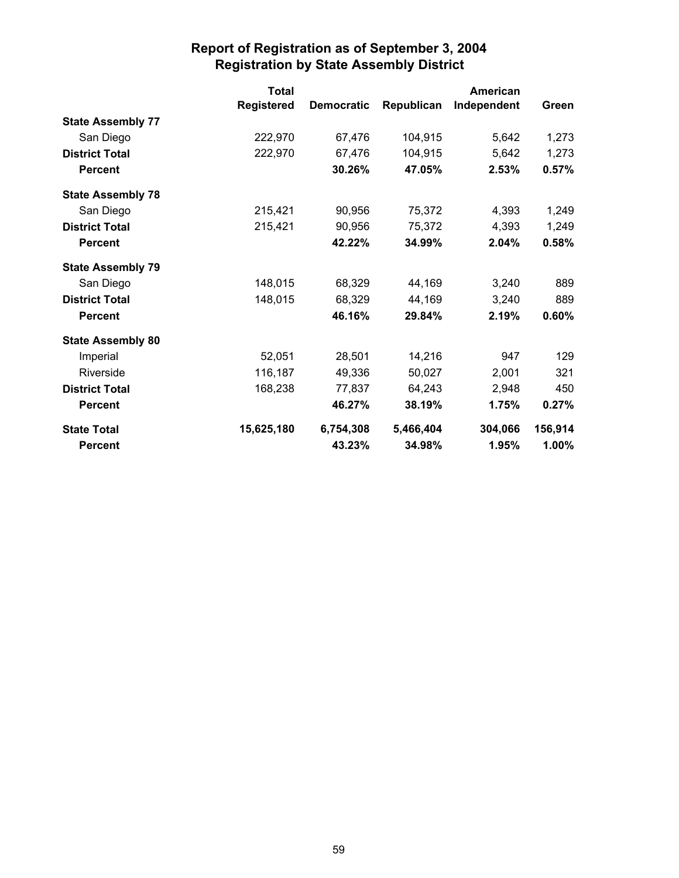# Report of Registration as of September 3, 2004
## Registration by State Assembly District

| | Total Registered | Democratic | Republican | American Independent | Green |
|---|---|---|---|---|---|
| **State Assembly 77** | | | | | |
| San Diego | 222,970 | 67,476 | 104,915 | 5,642 | 1,273 |
| **District Total** | 222,970 | 67,476 | 104,915 | 5,642 | 1,273 |
| **Percent** | | **30.26%** | **47.05%** | **2.53%** | **0.57%** |
| **State Assembly 78** | | | | | |
| San Diego | 215,421 | 90,956 | 75,372 | 4,393 | 1,249 |
| **District Total** | 215,421 | 90,956 | 75,372 | 4,393 | 1,249 |
| **Percent** | | **42.22%** | **34.99%** | **2.04%** | **0.58%** |
| **State Assembly 79** | | | | | |
| San Diego | 148,015 | 68,329 | 44,169 | 3,240 | 889 |
| **District Total** | 148,015 | 68,329 | 44,169 | 3,240 | 889 |
| **Percent** | | **46.16%** | **29.84%** | **2.19%** | **0.60%** |
| **State Assembly 80** | | | | | |
| Imperial | 52,051 | 28,501 | 14,216 | 947 | 129 |
| Riverside | 116,187 | 49,336 | 50,027 | 2,001 | 321 |
| **District Total** | 168,238 | 77,837 | 64,243 | 2,948 | 450 |
| **Percent** | | **46.27%** | **38.19%** | **1.75%** | **0.27%** |
| **State Total** | **15,625,180** | **6,754,308** | **5,466,404** | **304,066** | **156,914** |
| **Percent** | | **43.23%** | **34.98%** | **1.95%** | **1.00%** |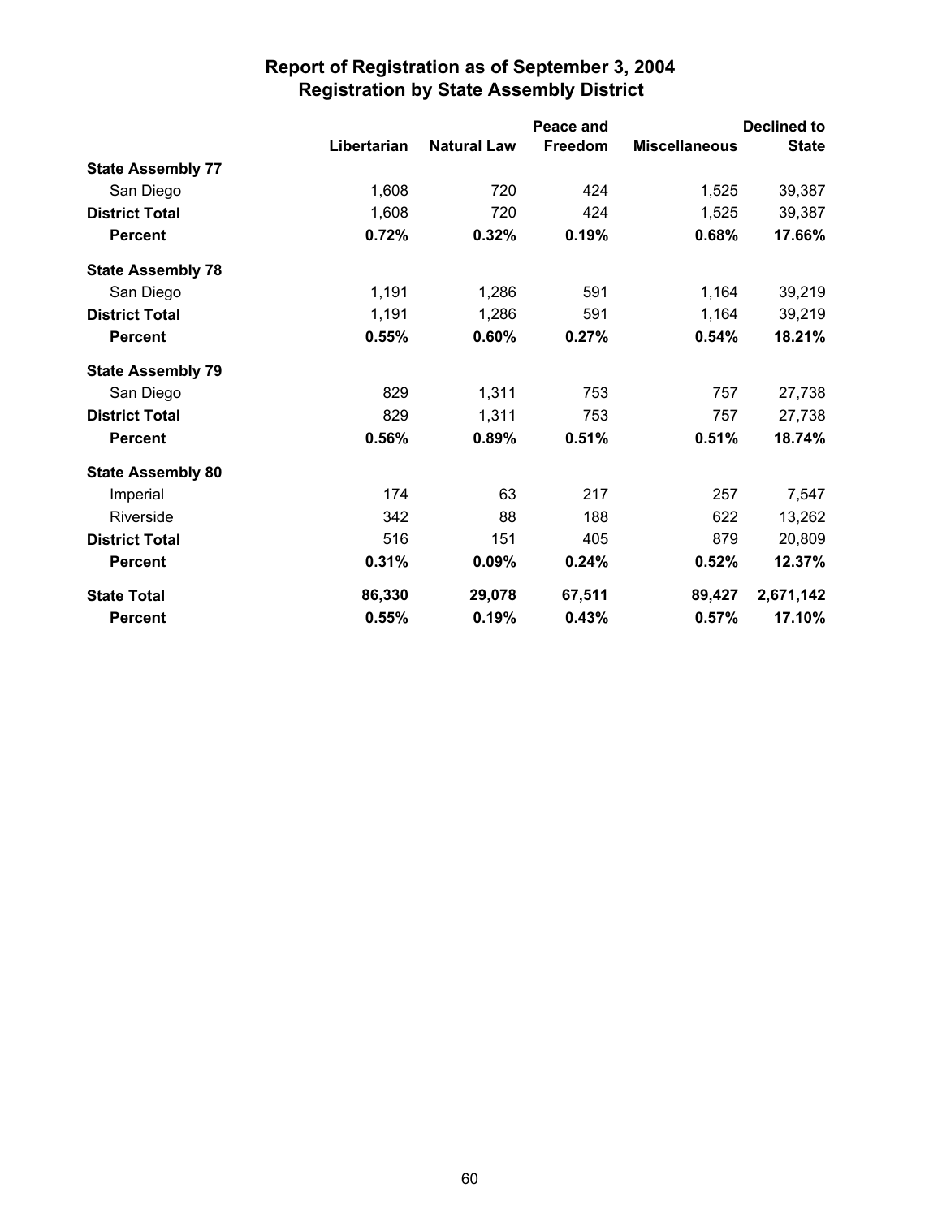# Report of Registration as of September 3, 2004
## Registration by State Assembly District

| | Libertarian | Natural Law | Peace and Freedom | Miscellaneous | Declined to State |
|---|---|---|---|---|---|
| **State Assembly 77** | | | | | |
| San Diego | 1,608 | 720 | 424 | 1,525 | 39,387 |
| **District Total** | 1,608 | 720 | 424 | 1,525 | 39,387 |
| **Percent** | **0.72%** | **0.32%** | **0.19%** | **0.68%** | **17.66%** |
| **State Assembly 78** | | | | | |
| San Diego | 1,191 | 1,286 | 591 | 1,164 | 39,219 |
| **District Total** | 1,191 | 1,286 | 591 | 1,164 | 39,219 |
| **Percent** | **0.55%** | **0.60%** | **0.27%** | **0.54%** | **18.21%** |
| **State Assembly 79** | | | | | |
| San Diego | 829 | 1,311 | 753 | 757 | 27,738 |
| **District Total** | 829 | 1,311 | 753 | 757 | 27,738 |
| **Percent** | **0.56%** | **0.89%** | **0.51%** | **0.51%** | **18.74%** |
| **State Assembly 80** | | | | | |
| Imperial | 174 | 63 | 217 | 257 | 7,547 |
| Riverside | 342 | 88 | 188 | 622 | 13,262 |
| **District Total** | 516 | 151 | 405 | 879 | 20,809 |
| **Percent** | **0.31%** | **0.09%** | **0.24%** | **0.52%** | **12.37%** |
| **State Total** | **86,330** | **29,078** | **67,511** | **89,427** | **2,671,142** |
| **Percent** | **0.55%** | **0.19%** | **0.43%** | **0.57%** | **17.10%** |